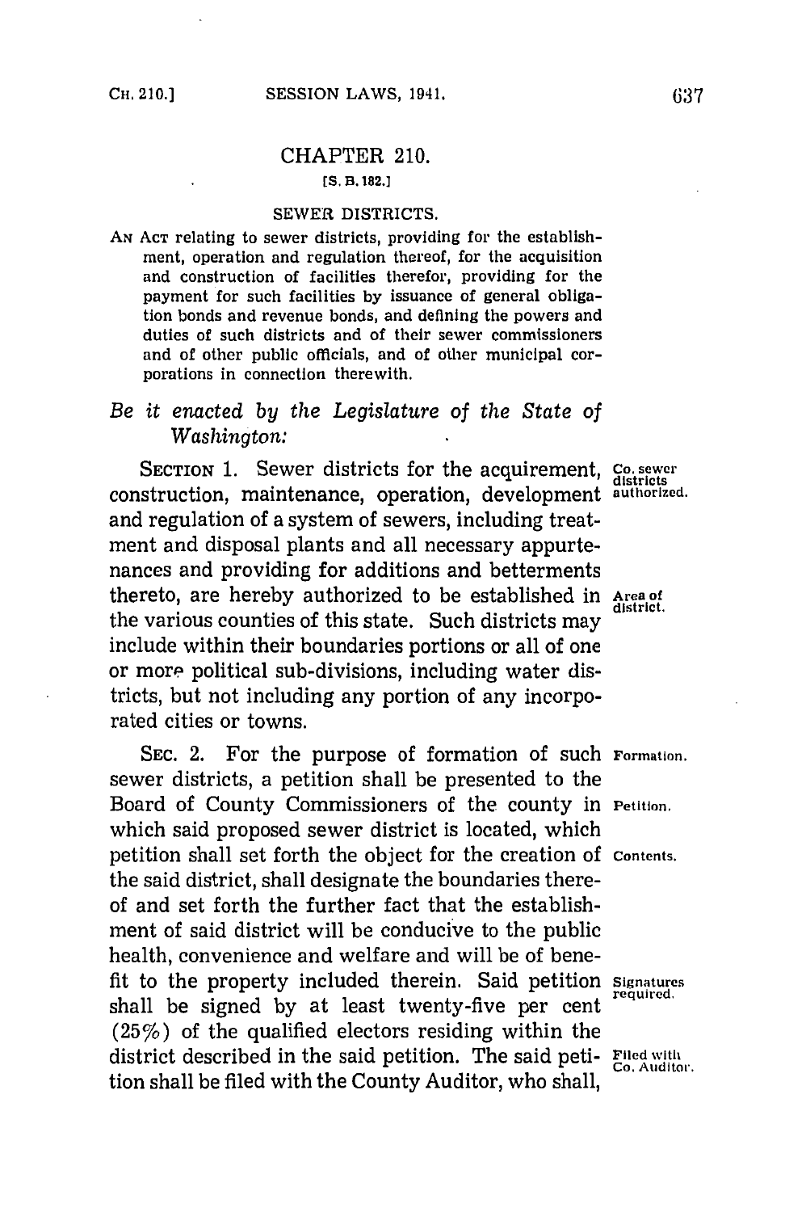# CHAPTER 210.

[S. B. 182.]

## SEWER DISTRICTS.

AN ACT relating to sewer districts, providing for the establishment, operation and regulation thereof, for the acquisition and construction of facilities therefor, providing for the payment for such facilities by issuance of general obligation bonds and revenue bonds, and defining the powers and duties of such districts and of their sewer commissioners and of other public officials, and of other municipal corporations in connection therewith.

*Be it enacted by the Legislature of the State of Washington:*

SECTION 1. Sewer districts for the acquirement, construction, maintenance, operation, development and regulation of a system of sewers, including treatment and disposal plants and all necessary appurtenances and providing for additions and betterments thereto, are hereby authorized to be established in the various counties of this state. Such districts may include within their boundaries portions or all of one or more political sub-divisions, including water districts, but not including any portion of any incorporated cities or towns.

Co. sewer districts authorized.

Area of district.

SEC. 2. For the purpose of formation of such sewer districts, a petition shall be presented to the Board of County Commissioners of the county in which said proposed sewer district is located, which petition shall set forth the object for the creation of the said district, shall designate the boundaries thereof and set forth the further fact that the establishment of said district will be conducive to the public health, convenience and welfare and will be of benefit to the property included therein. Said petition shall be signed by at least twenty-five per cent (25%) of the qualified electors residing within the district described in the said petition. The said petition shall be filed with the County Auditor, who shall,

Formation.

Petition.

Contents.

Signatures required.

Filed with Co. Auditor.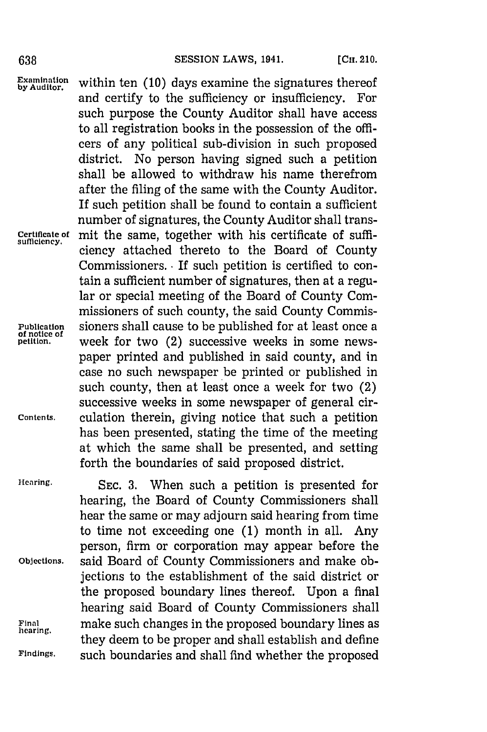within ten (10) days examine the signatures thereof and certify to the sufficiency or insufficiency. For such purpose the County Auditor shall have access to all registration books in the possession of the officers of any political sub-division in such proposed district. No person having signed such a petition shall be allowed to withdraw his name therefrom after the filing of the same with the County Auditor. If such petition shall be found to contain a sufficient number of signatures, the County Auditor shall transmit the same, together with his certificate of sufficiency attached thereto to the Board of County Commissioners. If such petition is certified to contain a sufficient number of signatures, then at a regular or special meeting of the Board of County Commissioners of such county, the said County Commissioners shall cause to be published for at least once a week for two (2) successive weeks in some newspaper printed and published in said county, and in case no such newspaper be printed or published in such county, then at least once a week for two (2) successive weeks in some newspaper of general circulation therein, giving notice that such a petition has been presented, stating the time of the meeting at which the same shall be presented, and setting forth the boundaries of said proposed district.

SEC. 3. When such a petition is presented for hearing, the Board of County Commissioners shall hear the same or may adjourn said hearing from time to time not exceeding one (1) month in all. Any person, firm or corporation may appear before the said Board of County Commissioners and make objections to the establishment of the said district or the proposed boundary lines thereof. Upon a final hearing said Board of County Commissioners shall make such changes in the proposed boundary lines as they deem to be proper and shall establish and define such boundaries and shall find whether the proposed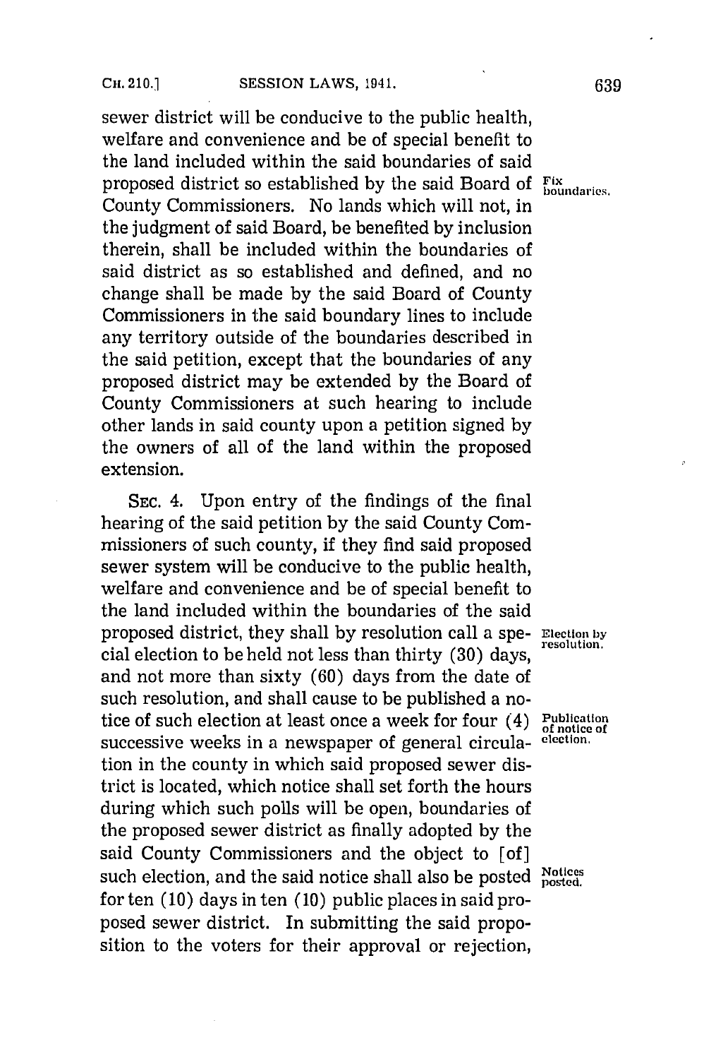sewer district will be conducive to the public health, welfare and convenience and be of special benefit to the land included within the said boundaries of said proposed district so established by the said Board of County Commissioners. No lands which will not, in the judgment of said Board, be benefited by inclusion therein, shall be included within the boundaries of said district as so established and defined, and no change shall be made by the said Board of County Commissioners in the said boundary lines to include any territory outside of the boundaries described in the said petition, except that the boundaries of any proposed district may be extended by the Board of County Commissioners at such hearing to include other lands in said county upon a petition signed by the owners of all of the land within the proposed extension.

Fix boundaries.

SEC. 4. Upon entry of the findings of the final hearing of the said petition by the said County Commissioners of such county, if they find said proposed sewer system will be conducive to the public health, welfare and convenience and be of special benefit to the land included within the boundaries of the said proposed district, they shall by resolution call a special election to be held not less than thirty (30) days, and not more than sixty (60) days from the date of such resolution, and shall cause to be published a notice of such election at least once a week for four (4) successive weeks in a newspaper of general circulation in the county in which said proposed sewer district is located, which notice shall set forth the hours during which such polls will be open, boundaries of the proposed sewer district as finally adopted by the said County Commissioners and the object to [of] such election, and the said notice shall also be posted for ten (10) days in ten (10) public places in said proposed sewer district. In submitting the said proposition to the voters for their approval or rejection,

Election by resolution.

Publication of notice of election.

Notices posted.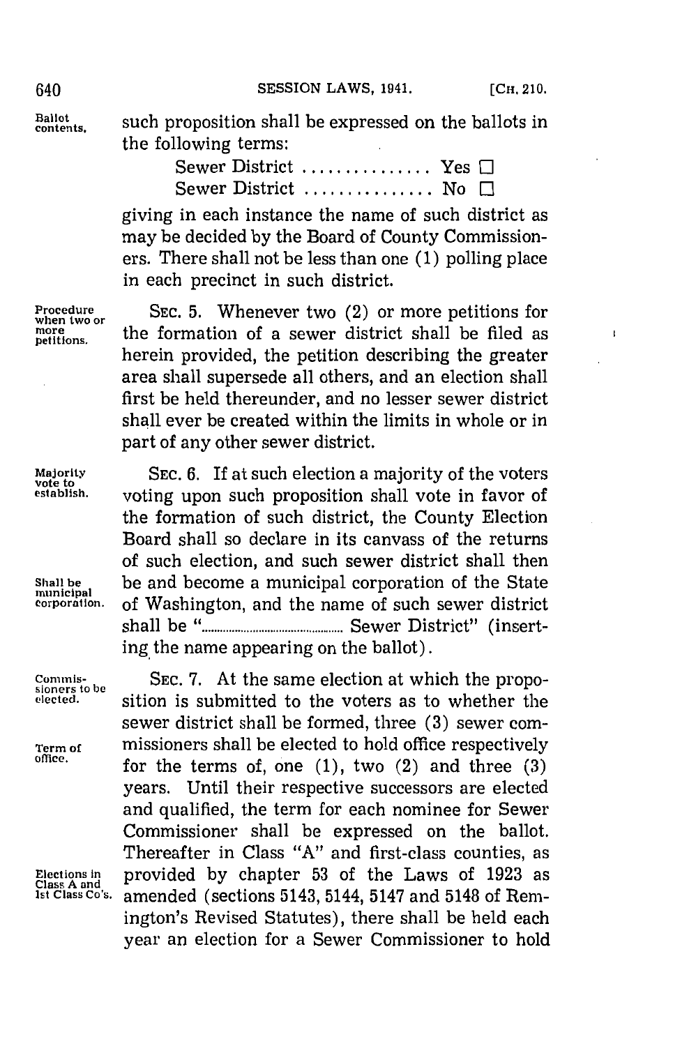such proposition shall be expressed on the ballots in the following terms:

Sewer District ............... Yes ☐
Sewer District ............... No ☐

giving in each instance the name of such district as may be decided by the Board of County Commissioners. There shall not be less than one (1) polling place in each precinct in such district.

*Procedure when two or more petitions.* SEC. 5. Whenever two (2) or more petitions for the formation of a sewer district shall be filed as herein provided, the petition describing the greater area shall supersede all others, and an election shall first be held thereunder, and no lesser sewer district shall ever be created within the limits in whole or in part of any other sewer district.

*Majority vote to establish.* SEC. 6. If at such election a majority of the voters voting upon such proposition shall vote in favor of the formation of such district, the County Election Board shall so declare in its canvass of the returns of such election, and such sewer district shall then be and become a municipal corporation of the State of Washington, and the name of such sewer district shall be "........................................ Sewer District" (inserting the name appearing on the ballot).

*Shall be municipal corporation.*

*Commissioners to be elected.* SEC. 7. At the same election at which the proposition is submitted to the voters as to whether the sewer district shall be formed, three (3) sewer commissioners shall be elected to hold office respectively for the terms of, one (1), two (2) and three (3) years. Until their respective successors are elected and qualified, the term for each nominee for Sewer Commissioner shall be expressed on the ballot. Thereafter in Class "A" and first-class counties, as provided by chapter 53 of the Laws of 1923 as amended (sections 5143, 5144, 5147 and 5148 of Remington's Revised Statutes), there shall be held each year an election for a Sewer Commissioner to hold

*Term of office.*

*Elections in Class A and 1st Class Co's.*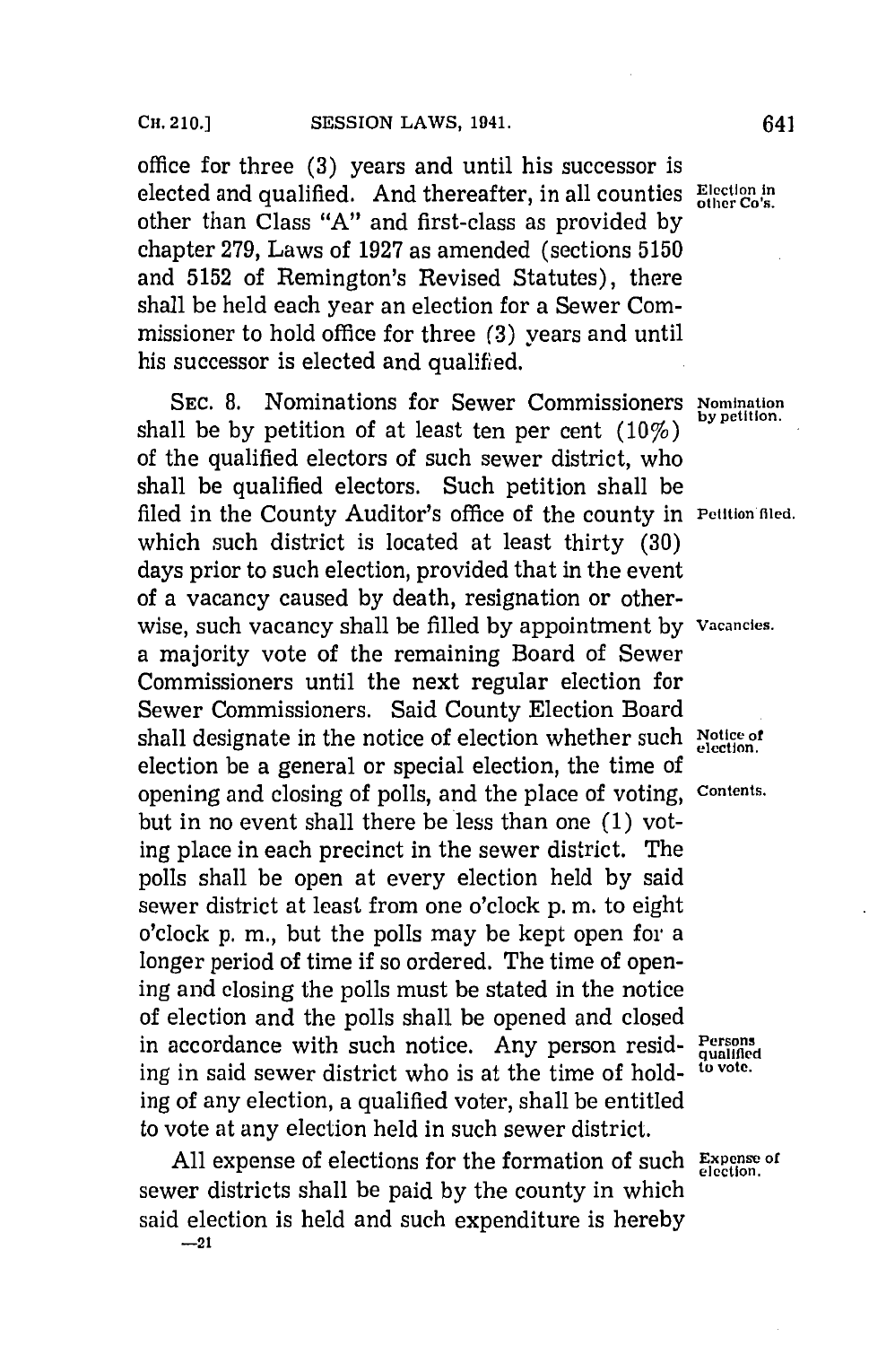office for three (3) years and until his successor is elected and qualified. And thereafter, in all counties other than Class "A" and first-class as provided by chapter 279, Laws of 1927 as amended (sections 5150 and 5152 of Remington's Revised Statutes), there shall be held each year an election for a Sewer Commissioner to hold office for three (3) years and until his successor is elected and qualified.

Election in other Co's.

SEC. 8. Nominations for Sewer Commissioners shall be by petition of at least ten per cent (10%) of the qualified electors of such sewer district, who shall be qualified electors. Such petition shall be filed in the County Auditor's office of the county in which such district is located at least thirty (30) days prior to such election, provided that in the event of a vacancy caused by death, resignation or otherwise, such vacancy shall be filled by appointment by a majority vote of the remaining Board of Sewer Commissioners until the next regular election for Sewer Commissioners. Said County Election Board shall designate in the notice of election whether such election be a general or special election, the time of opening and closing of polls, and the place of voting, but in no event shall there be less than one (1) voting place in each precinct in the sewer district. The polls shall be open at every election held by said sewer district at least from one o'clock p. m. to eight o'clock p. m., but the polls may be kept open for a longer period of time if so ordered. The time of opening and closing the polls must be stated in the notice of election and the polls shall be opened and closed in accordance with such notice. Any person residing in said sewer district who is at the time of holding of any election, a qualified voter, shall be entitled to vote at any election held in such sewer district.

Nomination by petition.

Petition filed.

Vacancies.

Notice of election.

Contents.

Persons qualified to vote.

All expense of elections for the formation of such sewer districts shall be paid by the county in which said election is held and such expenditure is hereby

Expense of election.

—21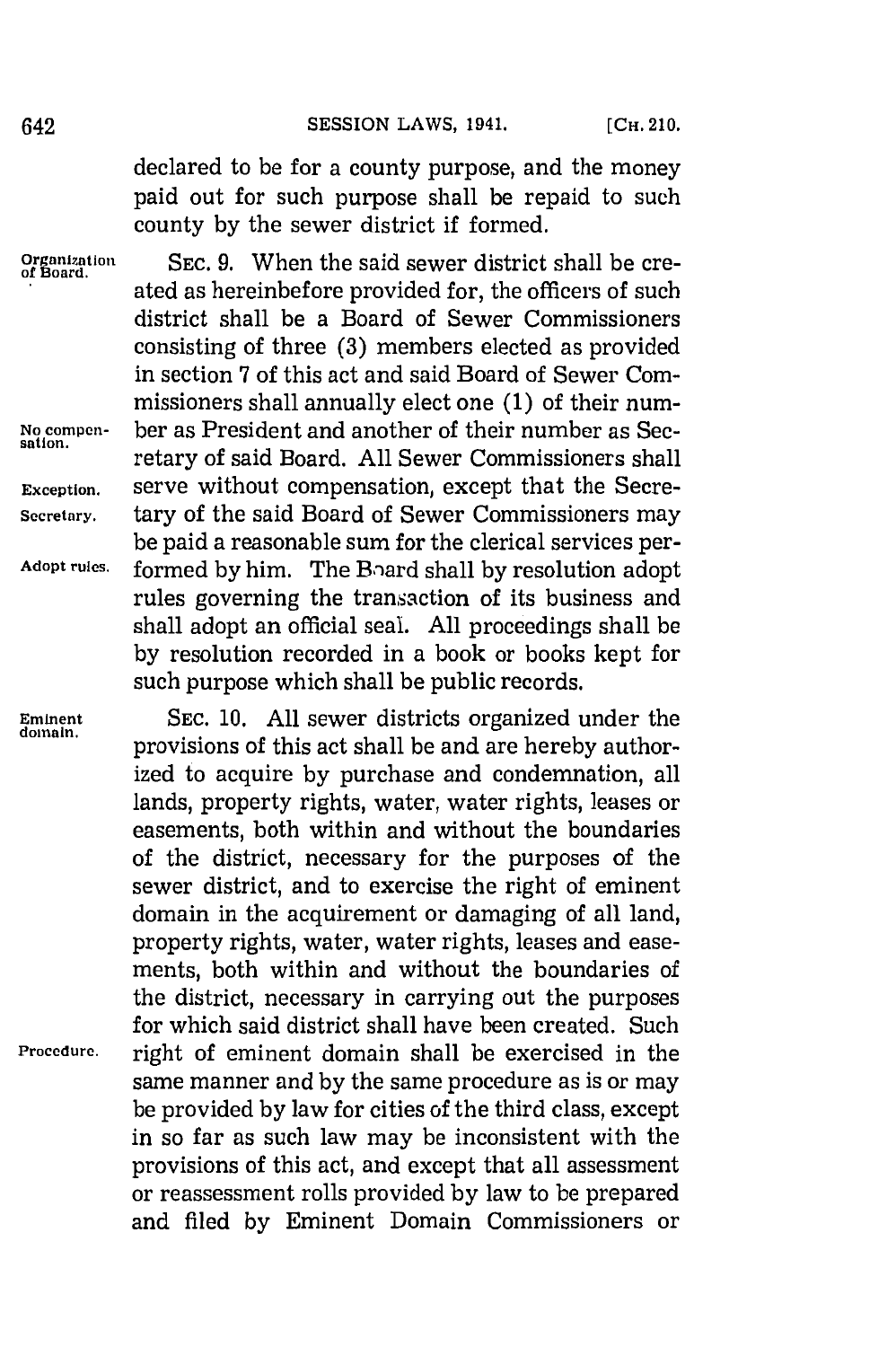declared to be for a county purpose, and the money paid out for such purpose shall be repaid to such county by the sewer district if formed.

Organization of Board.

SEC. 9. When the said sewer district shall be created as hereinbefore provided for, the officers of such district shall be a Board of Sewer Commissioners consisting of three (3) members elected as provided in section 7 of this act and said Board of Sewer Commissioners shall annually elect one (1) of their number as President and another of their number as Secretary of said Board. All Sewer Commissioners shall serve without compensation, except that the Secretary of the said Board of Sewer Commissioners may be paid a reasonable sum for the clerical services performed by him. The Board shall by resolution adopt rules governing the transaction of its business and shall adopt an official seal. All proceedings shall be by resolution recorded in a book or books kept for such purpose which shall be public records.

No compensation.

Exception.

Secretary.

Adopt rules.

Eminent domain.

SEC. 10. All sewer districts organized under the provisions of this act shall be and are hereby authorized to acquire by purchase and condemnation, all lands, property rights, water, water rights, leases or easements, both within and without the boundaries of the district, necessary for the purposes of the sewer district, and to exercise the right of eminent domain in the acquirement or damaging of all land, property rights, water, water rights, leases and easements, both within and without the boundaries of the district, necessary in carrying out the purposes for which said district shall have been created. Such right of eminent domain shall be exercised in the same manner and by the same procedure as is or may be provided by law for cities of the third class, except in so far as such law may be inconsistent with the provisions of this act, and except that all assessment or reassessment rolls provided by law to be prepared and filed by Eminent Domain Commissioners or

Procedure.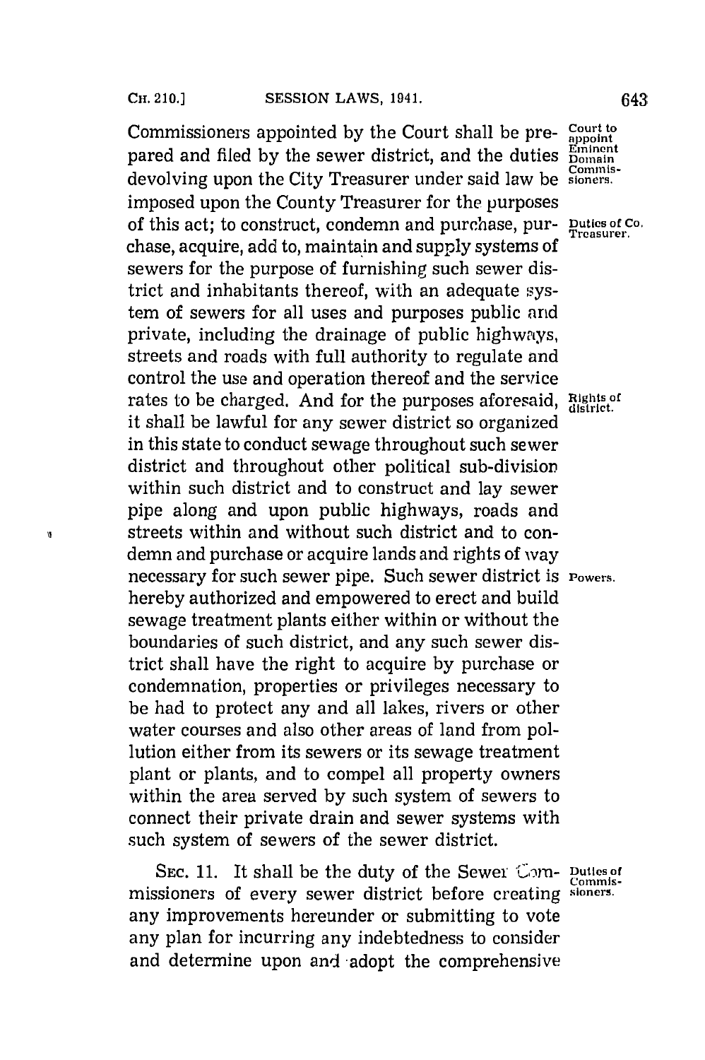Commissioners appointed by the Court shall be prepared and filed by the sewer district, and the duties devolving upon the City Treasurer under said law be imposed upon the County Treasurer for the purposes of this act; to construct, condemn and purchase, purchase, acquire, add to, maintain and supply systems of sewers for the purpose of furnishing such sewer district and inhabitants thereof, with an adequate system of sewers for all uses and purposes public and private, including the drainage of public highways, streets and roads with full authority to regulate and control the use and operation thereof and the service rates to be charged. And for the purposes aforesaid, it shall be lawful for any sewer district so organized in this state to conduct sewage throughout such sewer district and throughout other political sub-division within such district and to construct and lay sewer pipe along and upon public highways, roads and streets within and without such district and to condemn and purchase or acquire lands and rights of way necessary for such sewer pipe. Such sewer district is hereby authorized and empowered to erect and build sewage treatment plants either within or without the boundaries of such district, and any such sewer district shall have the right to acquire by purchase or condemnation, properties or privileges necessary to be had to protect any and all lakes, rivers or other water courses and also other areas of land from pollution either from its sewers or its sewage treatment plant or plants, and to compel all property owners within the area served by such system of sewers to connect their private drain and sewer systems with such system of sewers of the sewer district.

*Court to appoint Eminent Domain Commissioners.*

*Duties of Co. Treasurer.*

*Rights of district.*

*Powers.*

SEC. 11. It shall be the duty of the Sewer Commissioners of every sewer district before creating any improvements hereunder or submitting to vote any plan for incurring any indebtedness to consider and determine upon and adopt the comprehensive

*Duties of Commissioners.*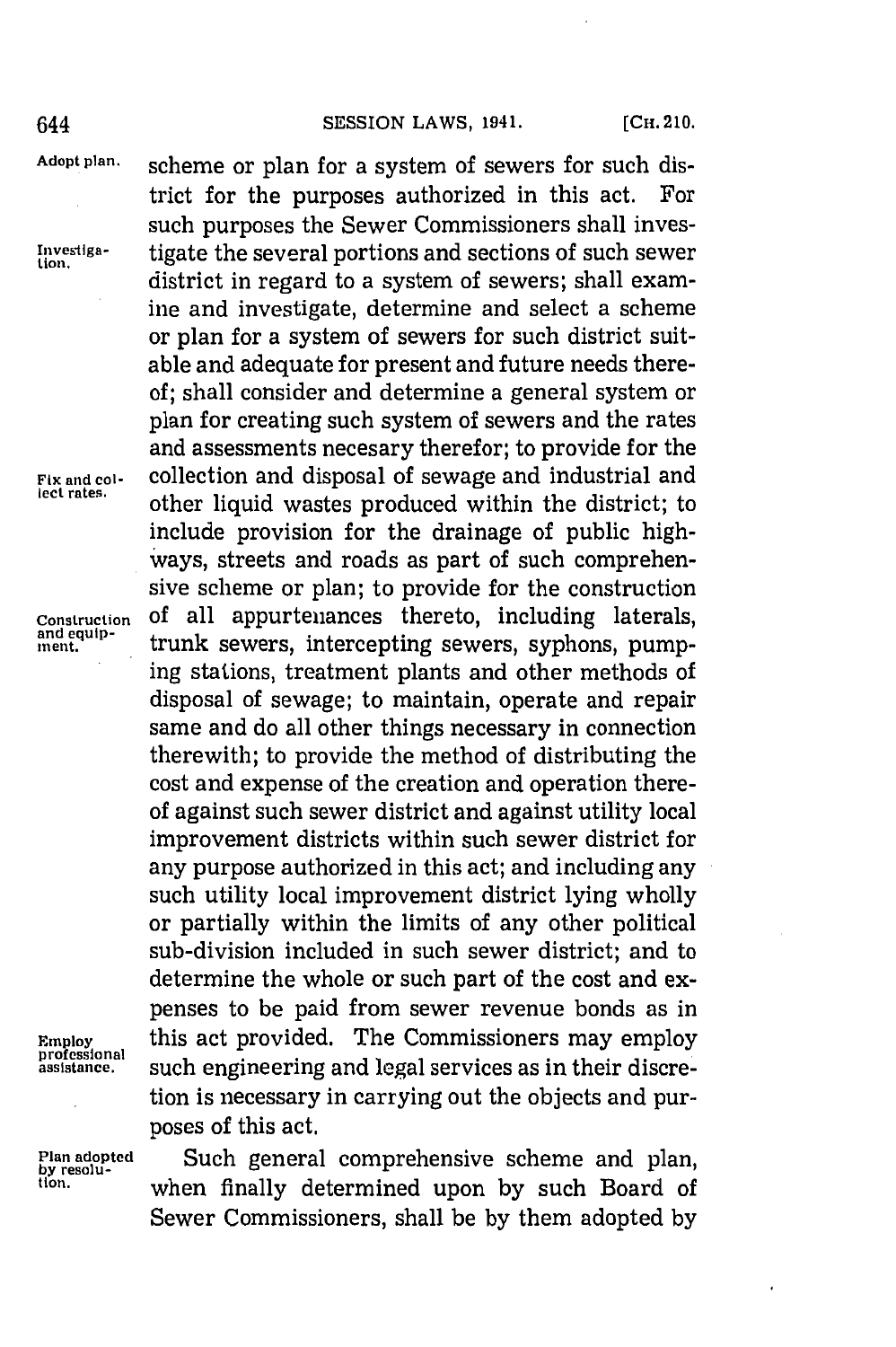scheme or plan for a system of sewers for such district for the purposes authorized in this act. For such purposes the Sewer Commissioners shall investigate the several portions and sections of such sewer district in regard to a system of sewers; shall examine and investigate, determine and select a scheme or plan for a system of sewers for such district suitable and adequate for present and future needs thereof; shall consider and determine a general system or plan for creating such system of sewers and the rates and assessments necesary therefor; to provide for the collection and disposal of sewage and industrial and other liquid wastes produced within the district; to include provision for the drainage of public highways, streets and roads as part of such comprehensive scheme or plan; to provide for the construction of all appurtenances thereto, including laterals, trunk sewers, intercepting sewers, syphons, pumping stations, treatment plants and other methods of disposal of sewage; to maintain, operate and repair same and do all other things necessary in connection therewith; to provide the method of distributing the cost and expense of the creation and operation thereof against such sewer district and against utility local improvement districts within such sewer district for any purpose authorized in this act; and including any such utility local improvement district lying wholly or partially within the limits of any other political sub-division included in such sewer district; and to determine the whole or such part of the cost and expenses to be paid from sewer revenue bonds as in this act provided. The Commissioners may employ such engineering and legal services as in their discretion is necessary in carrying out the objects and purposes of this act.

Such general comprehensive scheme and plan, when finally determined upon by such Board of Sewer Commissioners, shall be by them adopted by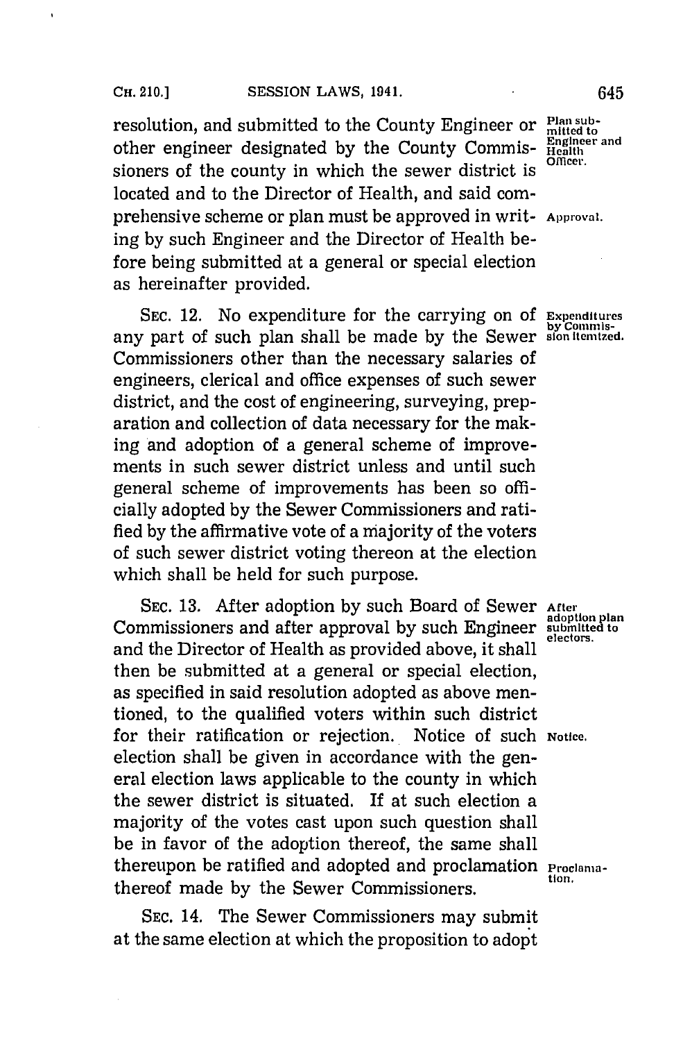resolution, and submitted to the County Engineer or other engineer designated by the County Commissioners of the county in which the sewer district is located and to the Director of Health, and said comprehensive scheme or plan must be approved in writing by such Engineer and the Director of Health before being submitted at a general or special election as hereinafter provided.

Plan submitted to Engineer and Health Officer.

Approval.

SEC. 12. No expenditure for the carrying on of any part of such plan shall be made by the Sewer Commissioners other than the necessary salaries of engineers, clerical and office expenses of such sewer district, and the cost of engineering, surveying, preparation and collection of data necessary for the making and adoption of a general scheme of improvements in such sewer district unless and until such general scheme of improvements has been so officially adopted by the Sewer Commissioners and ratified by the affirmative vote of a majority of the voters of such sewer district voting thereon at the election which shall be held for such purpose.

Expenditures by Commission itemized.

SEC. 13. After adoption by such Board of Sewer Commissioners and after approval by such Engineer and the Director of Health as provided above, it shall then be submitted at a general or special election, as specified in said resolution adopted as above mentioned, to the qualified voters within such district for their ratification or rejection. Notice of such election shall be given in accordance with the general election laws applicable to the county in which the sewer district is situated. If at such election a majority of the votes cast upon such question shall be in favor of the adoption thereof, the same shall thereupon be ratified and adopted and proclamation thereof made by the Sewer Commissioners.

After adoption plan submitted to electors.

Notice.

Proclamation.

SEC. 14. The Sewer Commissioners may submit at the same election at which the proposition to adopt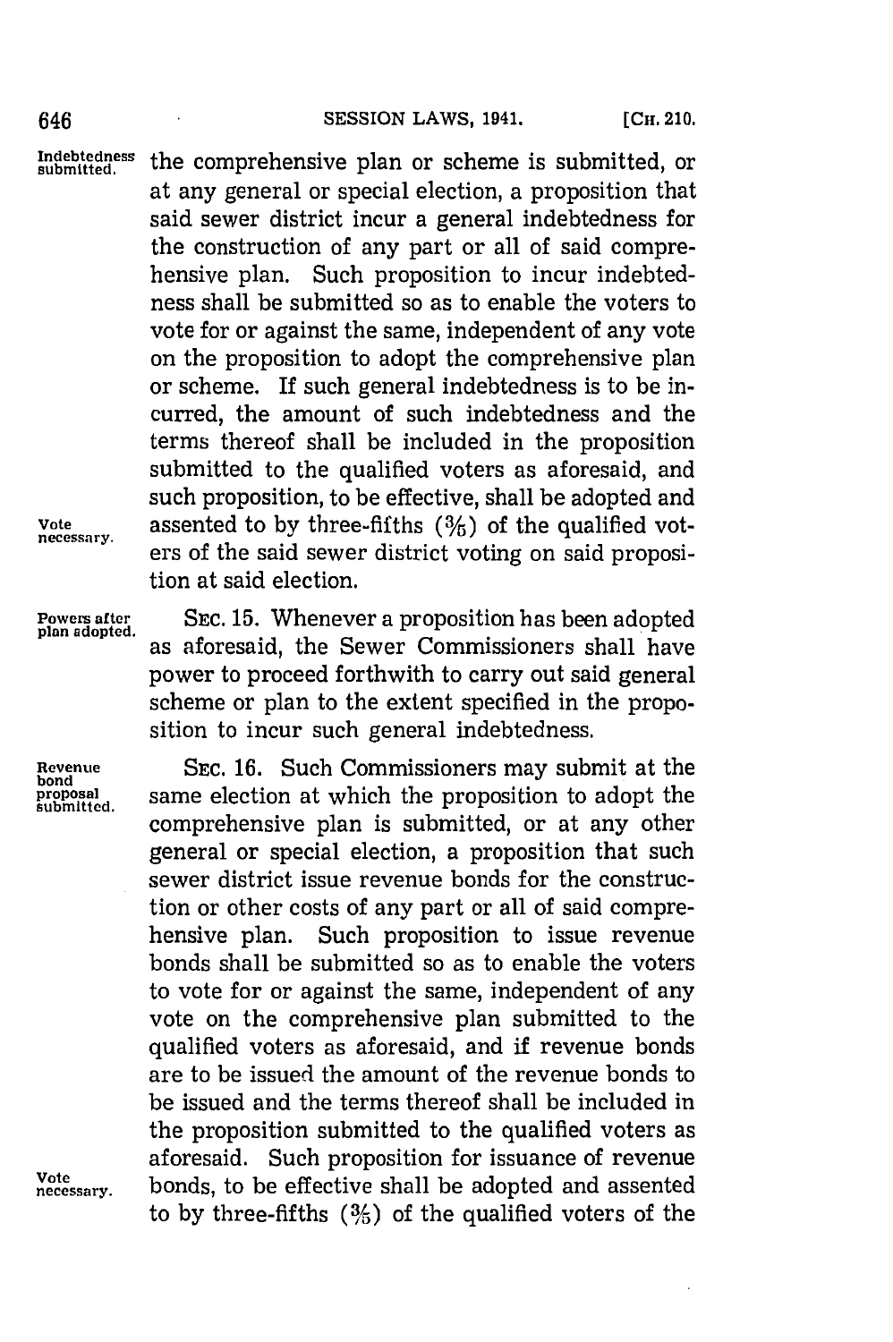the comprehensive plan or scheme is submitted, or at any general or special election, a proposition that said sewer district incur a general indebtedness for the construction of any part or all of said comprehensive plan. Such proposition to incur indebtedness shall be submitted so as to enable the voters to vote for or against the same, independent of any vote on the proposition to adopt the comprehensive plan or scheme. If such general indebtedness is to be incurred, the amount of such indebtedness and the terms thereof shall be included in the proposition submitted to the qualified voters as aforesaid, and such proposition, to be effective, shall be adopted and assented to by three-fifths (3/5) of the qualified voters of the said sewer district voting on said proposition at said election.

Indebtedness submitted.

Vote necessary.

Powers after plan adopted.

SEC. 15. Whenever a proposition has been adopted as aforesaid, the Sewer Commissioners shall have power to proceed forthwith to carry out said general scheme or plan to the extent specified in the proposition to incur such general indebtedness.

Revenue bond proposal submitted.

SEC. 16. Such Commissioners may submit at the same election at which the proposition to adopt the comprehensive plan is submitted, or at any other general or special election, a proposition that such sewer district issue revenue bonds for the construction or other costs of any part or all of said comprehensive plan. Such proposition to issue revenue bonds shall be submitted so as to enable the voters to vote for or against the same, independent of any vote on the comprehensive plan submitted to the qualified voters as aforesaid, and if revenue bonds are to be issued the amount of the revenue bonds to be issued and the terms thereof shall be included in the proposition submitted to the qualified voters as aforesaid. Such proposition for issuance of revenue bonds, to be effective shall be adopted and assented to by three-fifths (3/5) of the qualified voters of the

Vote necessary.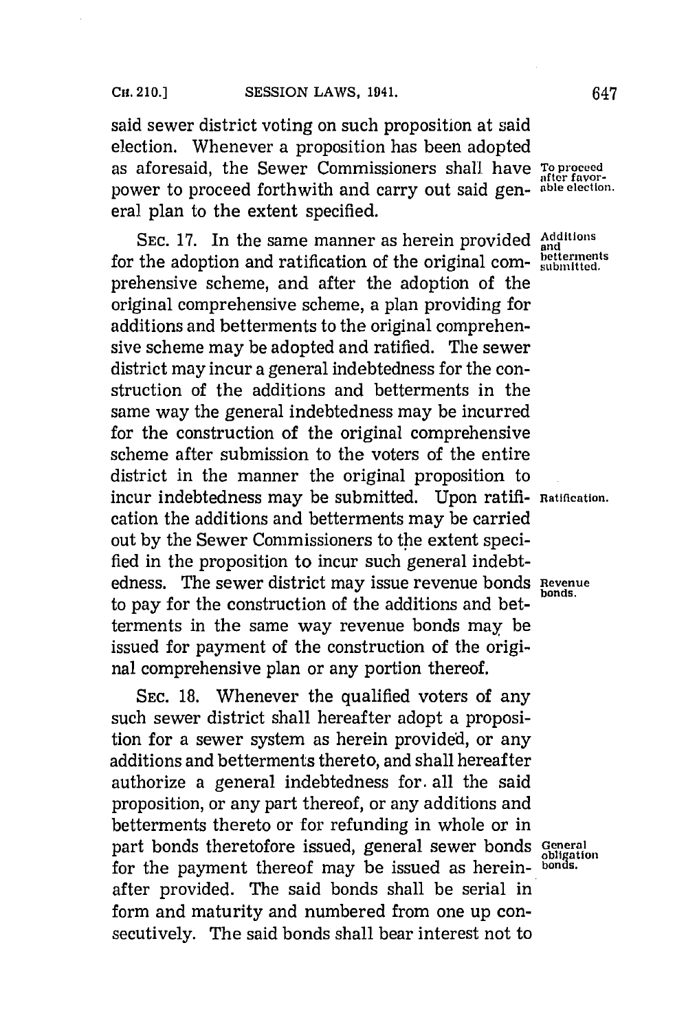said sewer district voting on such proposition at said election. Whenever a proposition has been adopted as aforesaid, the Sewer Commissioners shall have power to proceed forthwith and carry out said general plan to the extent specified.

To proceed after favorable election.

SEC. 17. In the same manner as herein provided for the adoption and ratification of the original comprehensive scheme, and after the adoption of the original comprehensive scheme, a plan providing for additions and betterments to the original comprehensive scheme may be adopted and ratified. The sewer district may incur a general indebtedness for the construction of the additions and betterments in the same way the general indebtedness may be incurred for the construction of the original comprehensive scheme after submission to the voters of the entire district in the manner the original proposition to incur indebtedness may be submitted. Upon ratification the additions and betterments may be carried out by the Sewer Commissioners to the extent specified in the proposition to incur such general indebtedness. The sewer district may issue revenue bonds to pay for the construction of the additions and betterments in the same way revenue bonds may be issued for payment of the construction of the original comprehensive plan or any portion thereof.

Additions and betterments submitted.

Ratification.

Revenue bonds.

SEC. 18. Whenever the qualified voters of any such sewer district shall hereafter adopt a proposition for a sewer system as herein provided, or any additions and betterments thereto, and shall hereafter authorize a general indebtedness for all the said proposition, or any part thereof, or any additions and betterments thereto or for refunding in whole or in part bonds theretofore issued, general sewer bonds for the payment thereof may be issued as hereinafter provided. The said bonds shall be serial in form and maturity and numbered from one up consecutively. The said bonds shall bear interest not to

General obligation bonds.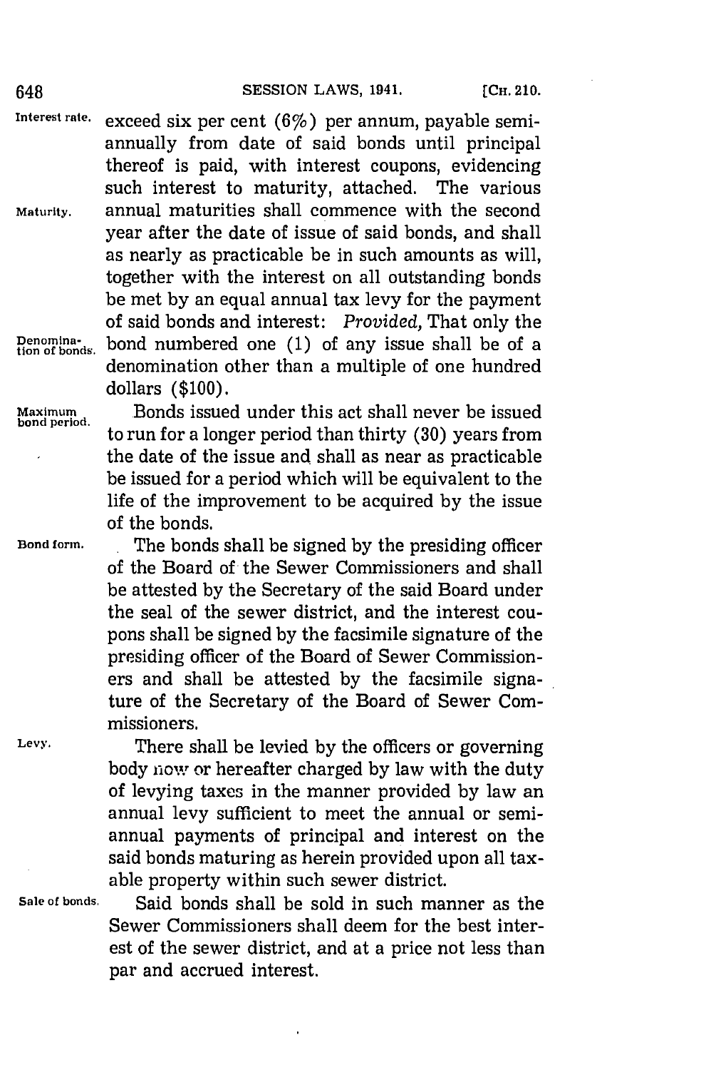exceed six per cent (6%) per annum, payable semi-annually from date of said bonds until principal thereof is paid, with interest coupons, evidencing such interest to maturity, attached. The various annual maturities shall commence with the second year after the date of issue of said bonds, and shall as nearly as practicable be in such amounts as will, together with the interest on all outstanding bonds be met by an equal annual tax levy for the payment of said bonds and interest: *Provided*, That only the bond numbered one (1) of any issue shall be of a denomination other than a multiple of one hundred dollars ($100).

Bonds issued under this act shall never be issued to run for a longer period than thirty (30) years from the date of the issue and shall as near as practicable be issued for a period which will be equivalent to the life of the improvement to be acquired by the issue of the bonds.

The bonds shall be signed by the presiding officer of the Board of the Sewer Commissioners and shall be attested by the Secretary of the said Board under the seal of the sewer district, and the interest coupons shall be signed by the facsimile signature of the presiding officer of the Board of Sewer Commissioners and shall be attested by the facsimile signature of the Secretary of the Board of Sewer Commissioners.

There shall be levied by the officers or governing body now or hereafter charged by law with the duty of levying taxes in the manner provided by law an annual levy sufficient to meet the annual or semi-annual payments of principal and interest on the said bonds maturing as herein provided upon all taxable property within such sewer district.

Said bonds shall be sold in such manner as the Sewer Commissioners shall deem for the best interest of the sewer district, and at a price not less than par and accrued interest.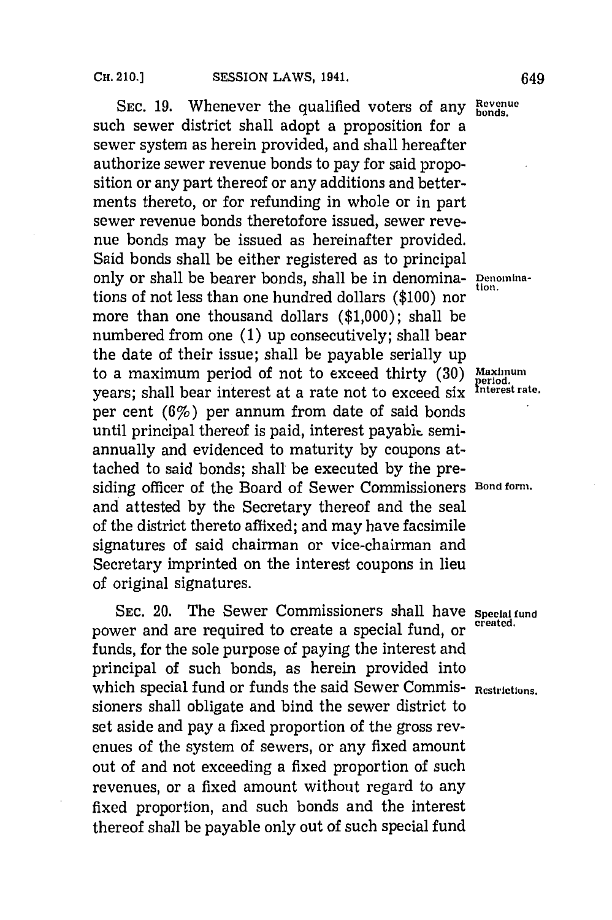SEC. 19. Whenever the qualified voters of any such sewer district shall adopt a proposition for a sewer system as herein provided, and shall hereafter authorize sewer revenue bonds to pay for said proposition or any part thereof or any additions and betterments thereto, or for refunding in whole or in part sewer revenue bonds theretofore issued, sewer revenue bonds may be issued as hereinafter provided. Said bonds shall be either registered as to principal only or shall be bearer bonds, shall be in denominations of not less than one hundred dollars ($100) nor more than one thousand dollars ($1,000); shall be numbered from one (1) up consecutively; shall bear the date of their issue; shall be payable serially up to a maximum period of not to exceed thirty (30) years; shall bear interest at a rate not to exceed six per cent (6%) per annum from date of said bonds until principal thereof is paid, interest payable semi-annually and evidenced to maturity by coupons attached to said bonds; shall be executed by the presiding officer of the Board of Sewer Commissioners and attested by the Secretary thereof and the seal of the district thereto affixed; and may have facsimile signatures of said chairman or vice-chairman and Secretary imprinted on the interest coupons in lieu of original signatures.

*Revenue bonds.*

*Denomination.*

*Maximum period. Interest rate.*

*Bond form.*

SEC. 20. The Sewer Commissioners shall have power and are required to create a special fund, or funds, for the sole purpose of paying the interest and principal of such bonds, as herein provided into which special fund or funds the said Sewer Commissioners shall obligate and bind the sewer district to set aside and pay a fixed proportion of the gross revenues of the system of sewers, or any fixed amount out of and not exceeding a fixed proportion of such revenues, or a fixed amount without regard to any fixed proportion, and such bonds and the interest thereof shall be payable only out of such special fund

*Special fund created.*

*Restrictions.*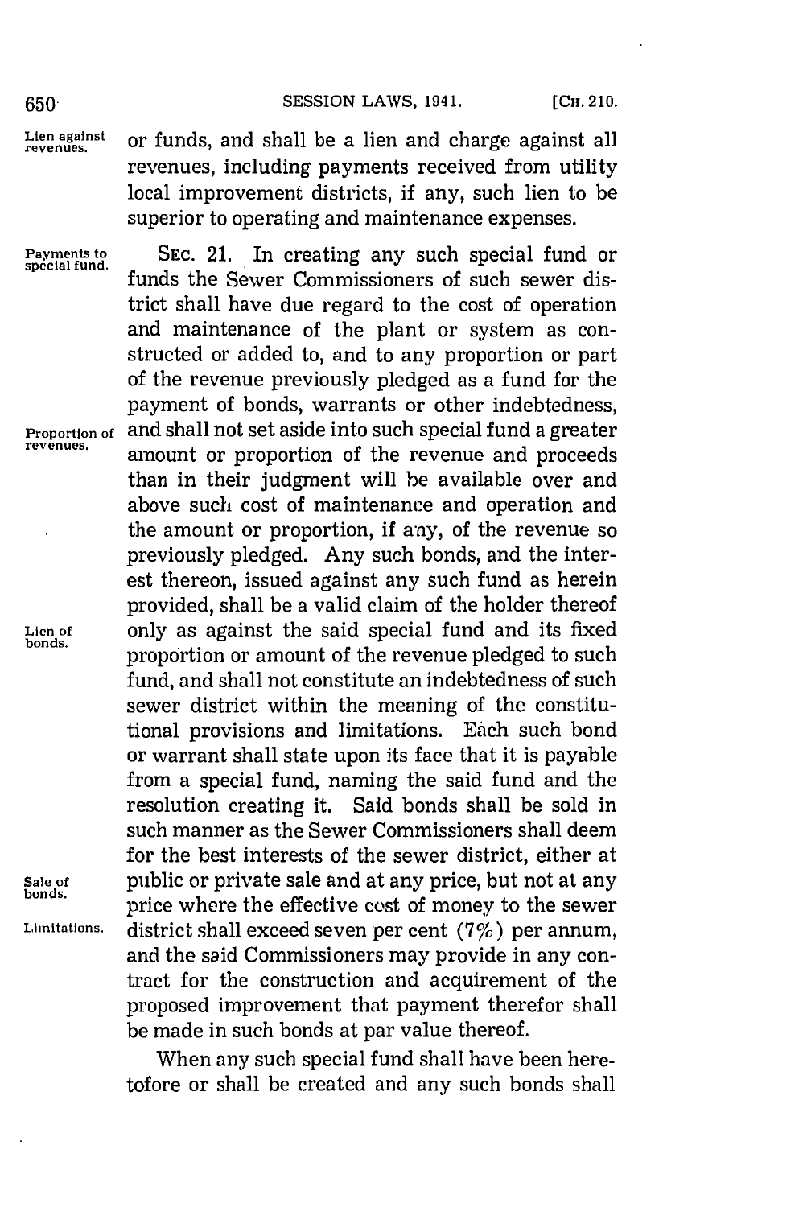or funds, and shall be a lien and charge against all revenues, including payments received from utility local improvement districts, if any, such lien to be superior to operating and maintenance expenses.

SEC. 21. In creating any such special fund or funds the Sewer Commissioners of such sewer district shall have due regard to the cost of operation and maintenance of the plant or system as constructed or added to, and to any proportion or part of the revenue previously pledged as a fund for the payment of bonds, warrants or other indebtedness, and shall not set aside into such special fund a greater amount or proportion of the revenue and proceeds than in their judgment will be available over and above such cost of maintenance and operation and the amount or proportion, if any, of the revenue so previously pledged. Any such bonds, and the interest thereon, issued against any such fund as herein provided, shall be a valid claim of the holder thereof only as against the said special fund and its fixed proportion or amount of the revenue pledged to such fund, and shall not constitute an indebtedness of such sewer district within the meaning of the constitutional provisions and limitations. Each such bond or warrant shall state upon its face that it is payable from a special fund, naming the said fund and the resolution creating it. Said bonds shall be sold in such manner as the Sewer Commissioners shall deem for the best interests of the sewer district, either at public or private sale and at any price, but not at any price where the effective cost of money to the sewer district shall exceed seven per cent (7%) per annum, and the said Commissioners may provide in any contract for the construction and acquirement of the proposed improvement that payment therefor shall be made in such bonds at par value thereof.

When any such special fund shall have been heretofore or shall be created and any such bonds shall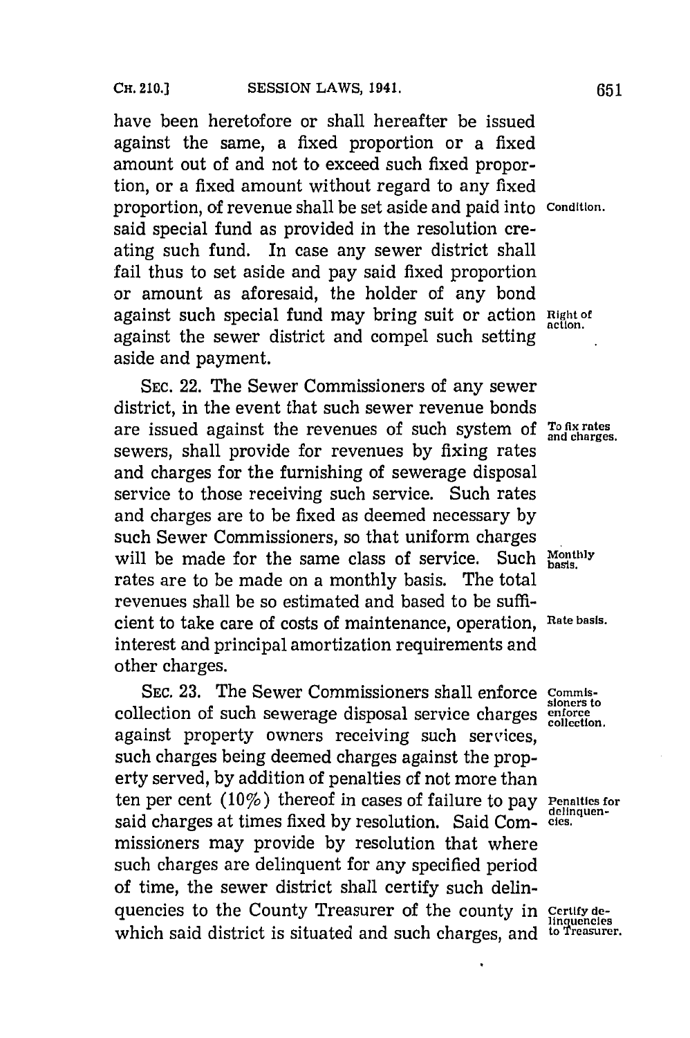have been heretofore or shall hereafter be issued against the same, a fixed proportion or a fixed amount out of and not to exceed such fixed proportion, or a fixed amount without regard to any fixed proportion, of revenue shall be set aside and paid into said special fund as provided in the resolution creating such fund. In case any sewer district shall fail thus to set aside and pay said fixed proportion or amount as aforesaid, the holder of any bond against such special fund may bring suit or action against the sewer district and compel such setting aside and payment.

Condition.

Right of action.

SEC. 22. The Sewer Commissioners of any sewer district, in the event that such sewer revenue bonds are issued against the revenues of such system of sewers, shall provide for revenues by fixing rates and charges for the furnishing of sewerage disposal service to those receiving such service. Such rates and charges are to be fixed as deemed necessary by such Sewer Commissioners, so that uniform charges will be made for the same class of service. Such rates are to be made on a monthly basis. The total revenues shall be so estimated and based to be sufficient to take care of costs of maintenance, operation, interest and principal amortization requirements and other charges.

To fix rates and charges.

Monthly basis.

Rate basis.

SEC. 23. The Sewer Commissioners shall enforce collection of such sewerage disposal service charges against property owners receiving such services, such charges being deemed charges against the property served, by addition of penalties of not more than ten per cent (10%) thereof in cases of failure to pay said charges at times fixed by resolution. Said Commissioners may provide by resolution that where such charges are delinquent for any specified period of time, the sewer district shall certify such delinquencies to the County Treasurer of the county in which said district is situated and such charges, and

Commissioners to enforce collection.

Penalties for delinquencies.

Certify delinquencies to Treasurer.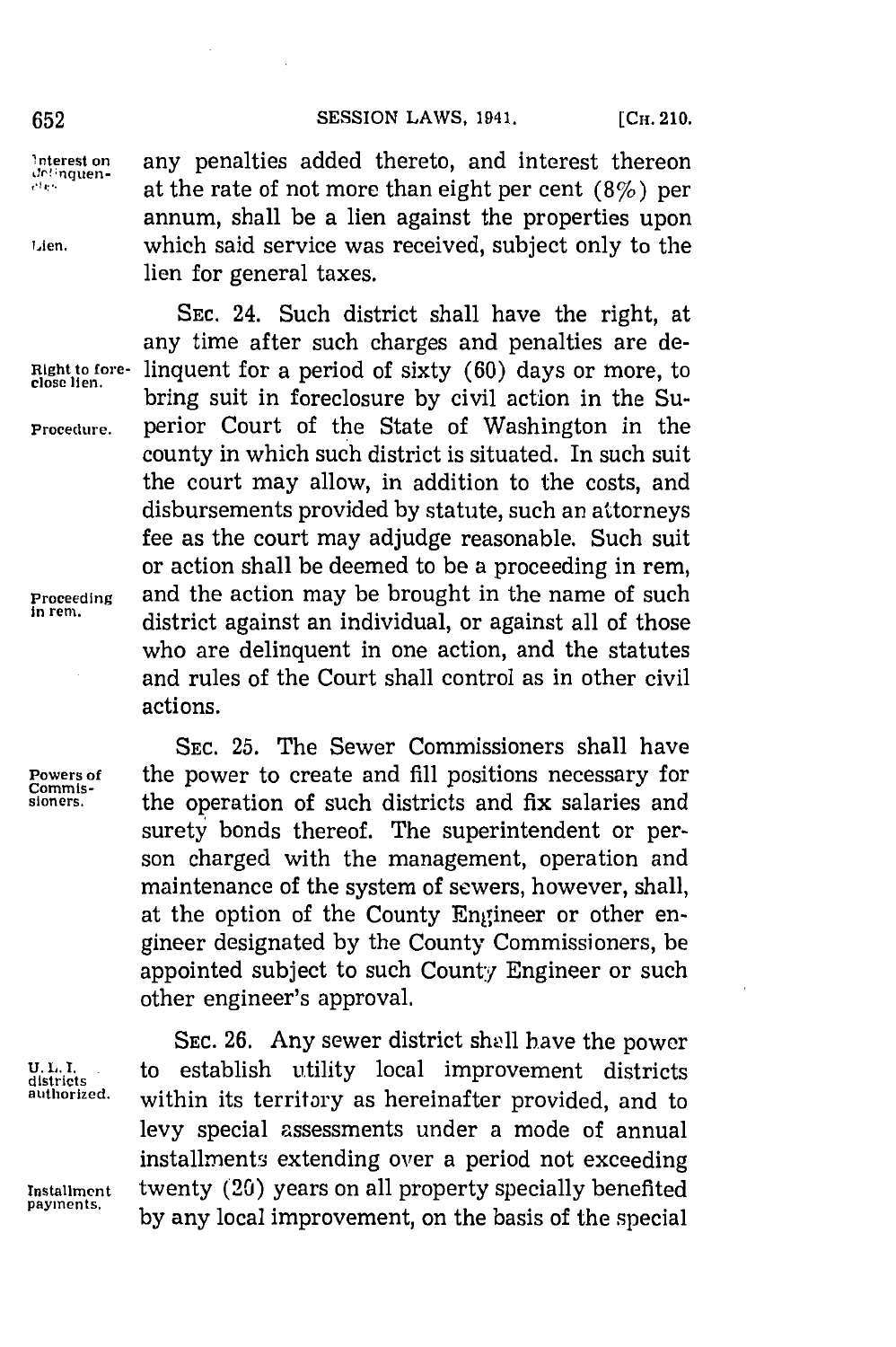any penalties added thereto, and interest thereon at the rate of not more than eight per cent (8%) per annum, shall be a lien against the properties upon which said service was received, subject only to the lien for general taxes.

SEC. 24. Such district shall have the right, at any time after such charges and penalties are delinquent for a period of sixty (60) days or more, to bring suit in foreclosure by civil action in the Superior Court of the State of Washington in the county in which such district is situated. In such suit the court may allow, in addition to the costs, and disbursements provided by statute, such an attorneys fee as the court may adjudge reasonable. Such suit or action shall be deemed to be a proceeding in rem, and the action may be brought in the name of such district against an individual, or against all of those who are delinquent in one action, and the statutes and rules of the Court shall control as in other civil actions.

SEC. 25. The Sewer Commissioners shall have the power to create and fill positions necessary for the operation of such districts and fix salaries and surety bonds thereof. The superintendent or person charged with the management, operation and maintenance of the system of sewers, however, shall, at the option of the County Engineer or other engineer designated by the County Commissioners, be appointed subject to such County Engineer or such other engineer's approval.

SEC. 26. Any sewer district shall have the power to establish utility local improvement districts within its territory as hereinafter provided, and to levy special assessments under a mode of annual installments extending over a period not exceeding twenty (20) years on all property specially benefited by any local improvement, on the basis of the special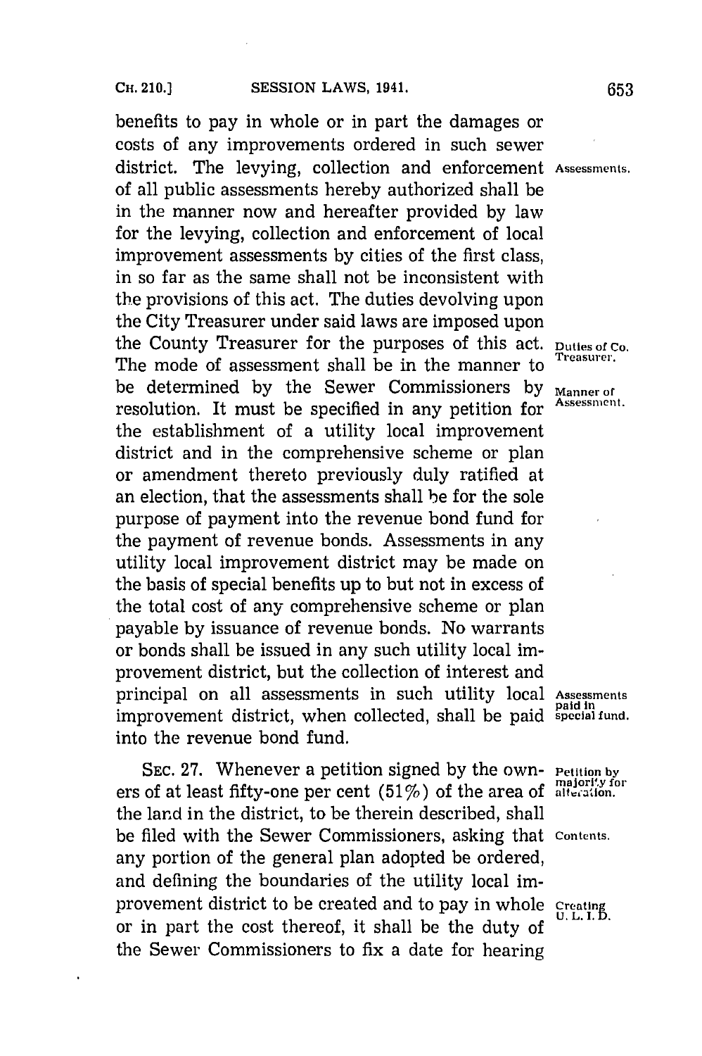benefits to pay in whole or in part the damages or costs of any improvements ordered in such sewer district. The levying, collection and enforcement of all public assessments hereby authorized shall be in the manner now and hereafter provided by law for the levying, collection and enforcement of local improvement assessments by cities of the first class, in so far as the same shall not be inconsistent with the provisions of this act. The duties devolving upon the City Treasurer under said laws are imposed upon the County Treasurer for the purposes of this act. The mode of assessment shall be in the manner to be determined by the Sewer Commissioners by resolution. It must be specified in any petition for the establishment of a utility local improvement district and in the comprehensive scheme or plan or amendment thereto previously duly ratified at an election, that the assessments shall be for the sole purpose of payment into the revenue bond fund for the payment of revenue bonds. Assessments in any utility local improvement district may be made on the basis of special benefits up to but not in excess of the total cost of any comprehensive scheme or plan payable by issuance of revenue bonds. No warrants or bonds shall be issued in any such utility local improvement district, but the collection of interest and principal on all assessments in such utility local improvement district, when collected, shall be paid into the revenue bond fund.

Assessments.

Duties of Co. Treasurer.

Manner of Assessment.

Assessments paid in special fund.

SEC. 27. Whenever a petition signed by the owners of at least fifty-one per cent (51%) of the area of the land in the district, to be therein described, shall be filed with the Sewer Commissioners, asking that any portion of the general plan adopted be ordered, and defining the boundaries of the utility local improvement district to be created and to pay in whole or in part the cost thereof, it shall be the duty of the Sewer Commissioners to fix a date for hearing

Petition by majority for alteration.

Contents.

Creating U. L. I. D.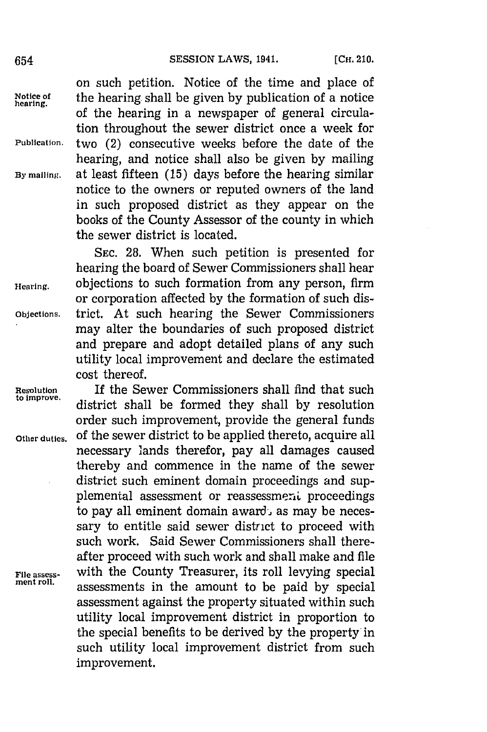on such petition. Notice of the time and place of the hearing shall be given by publication of a notice of the hearing in a newspaper of general circulation throughout the sewer district once a week for two (2) consecutive weeks before the date of the hearing, and notice shall also be given by mailing at least fifteen (15) days before the hearing similar notice to the owners or reputed owners of the land in such proposed district as they appear on the books of the County Assessor of the county in which the sewer district is located.

Notice of hearing.

Publication.

By mailing.

SEC. 28. When such petition is presented for hearing the board of Sewer Commissioners shall hear objections to such formation from any person, firm or corporation affected by the formation of such district. At such hearing the Sewer Commissioners may alter the boundaries of such proposed district and prepare and adopt detailed plans of any such utility local improvement and declare the estimated cost thereof.

Hearing.

Objections.

If the Sewer Commissioners shall find that such district shall be formed they shall by resolution order such improvement, provide the general funds of the sewer district to be applied thereto, acquire all necessary lands therefor, pay all damages caused thereby and commence in the name of the sewer district such eminent domain proceedings and supplemental assessment or reassessment proceedings to pay all eminent domain awards as may be necessary to entitle said sewer district to proceed with such work. Said Sewer Commissioners shall thereafter proceed with such work and shall make and file with the County Treasurer, its roll levying special assessments in the amount to be paid by special assessment against the property situated within such utility local improvement district in proportion to the special benefits to be derived by the property in such utility local improvement district from such improvement.

Resolution to improve.

Other duties.

File assessment roll.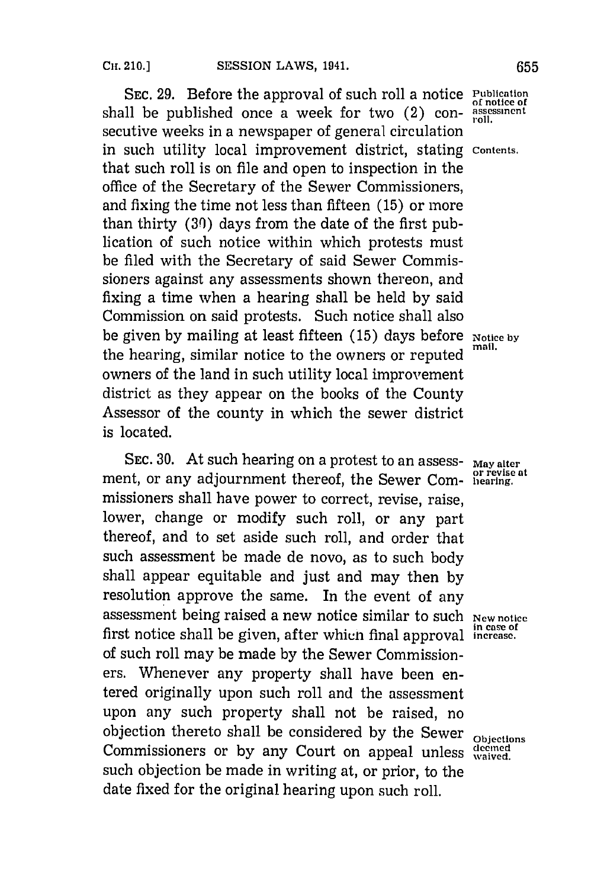SEC. 29. Before the approval of such roll a notice shall be published once a week for two (2) consecutive weeks in a newspaper of general circulation in such utility local improvement district, stating that such roll is on file and open to inspection in the office of the Secretary of the Sewer Commissioners, and fixing the time not less than fifteen (15) or more than thirty (30) days from the date of the first publication of such notice within which protests must be filed with the Secretary of said Sewer Commissioners against any assessments shown thereon, and fixing a time when a hearing shall be held by said Commission on said protests. Such notice shall also be given by mailing at least fifteen (15) days before the hearing, similar notice to the owners or reputed owners of the land in such utility local improvement district as they appear on the books of the County Assessor of the county in which the sewer district is located.

*Publication of notice of assessment roll.*

*Contents.*

*Notice by mail.*

SEC. 30. At such hearing on a protest to an assessment, or any adjournment thereof, the Sewer Commissioners shall have power to correct, revise, raise, lower, change or modify such roll, or any part thereof, and to set aside such roll, and order that such assessment be made de novo, as to such body shall appear equitable and just and may then by resolution approve the same. In the event of any assessment being raised a new notice similar to such first notice shall be given, after which final approval of such roll may be made by the Sewer Commissioners. Whenever any property shall have been entered originally upon such roll and the assessment upon any such property shall not be raised, no objection thereto shall be considered by the Sewer Commissioners or by any Court on appeal unless such objection be made in writing at, or prior, to the date fixed for the original hearing upon such roll.

*May alter or revise at hearing.*

*New notice in case of increase.*

*Objections deemed waived.*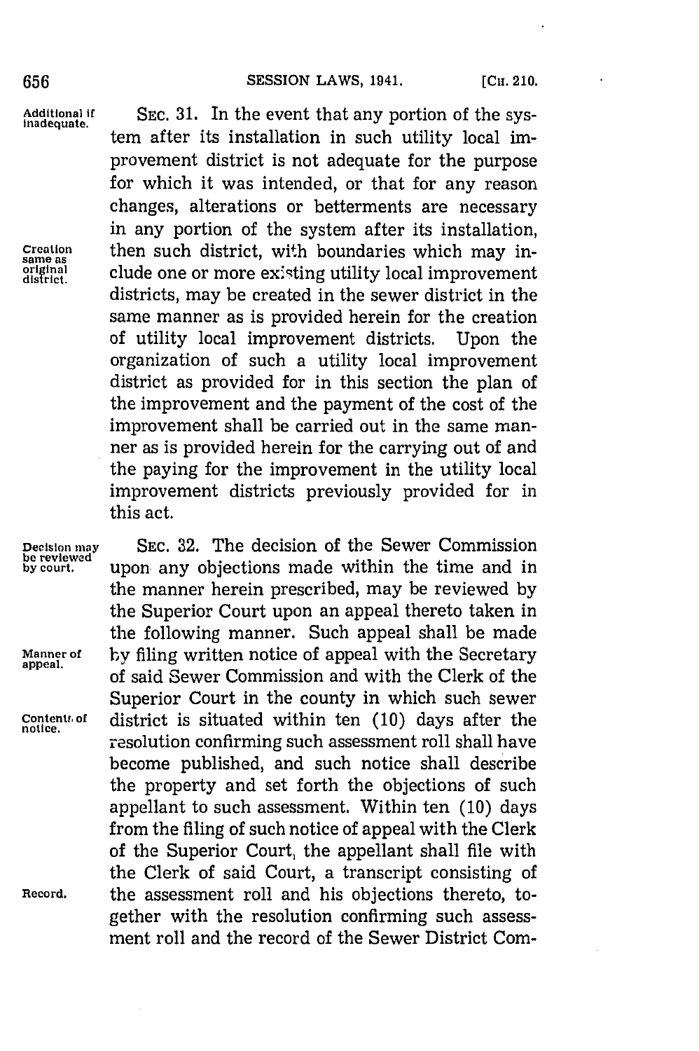SEC. 31. In the event that any portion of the system after its installation in such utility local improvement district is not adequate for the purpose for which it was intended, or that for any reason changes, alterations or betterments are necessary in any portion of the system after its installation, then such district, with boundaries which may include one or more existing utility local improvement districts, may be created in the sewer district in the same manner as is provided herein for the creation of utility local improvement districts. Upon the organization of such a utility local improvement district as provided for in this section the plan of the improvement and the payment of the cost of the improvement shall be carried out in the same manner as is provided herein for the carrying out of and the paying for the improvement in the utility local improvement districts previously provided for in this act.

SEC. 32. The decision of the Sewer Commission upon any objections made within the time and in the manner herein prescribed, may be reviewed by the Superior Court upon an appeal thereto taken in the following manner. Such appeal shall be made by filing written notice of appeal with the Secretary of said Sewer Commission and with the Clerk of the Superior Court in the county in which such sewer district is situated within ten (10) days after the resolution confirming such assessment roll shall have become published, and such notice shall describe the property and set forth the objections of such appellant to such assessment. Within ten (10) days from the filing of such notice of appeal with the Clerk of the Superior Court, the appellant shall file with the Clerk of said Court, a transcript consisting of the assessment roll and his objections thereto, together with the resolution confirming such assessment roll and the record of the Sewer District Com-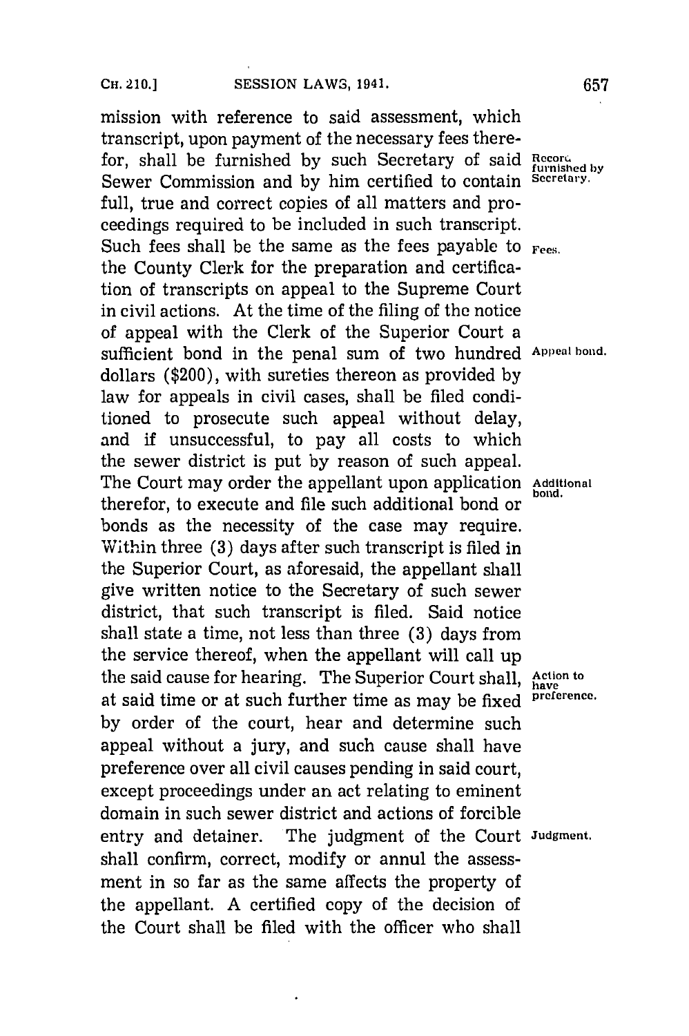mission with reference to said assessment, which transcript, upon payment of the necessary fees therefor, shall be furnished by such Secretary of said Sewer Commission and by him certified to contain full, true and correct copies of all matters and proceedings required to be included in such transcript. Such fees shall be the same as the fees payable to the County Clerk for the preparation and certification of transcripts on appeal to the Supreme Court in civil actions. At the time of the filing of the notice of appeal with the Clerk of the Superior Court a sufficient bond in the penal sum of two hundred dollars ($200), with sureties thereon as provided by law for appeals in civil cases, shall be filed conditioned to prosecute such appeal without delay, and if unsuccessful, to pay all costs to which the sewer district is put by reason of such appeal. The Court may order the appellant upon application therefor, to execute and file such additional bond or bonds as the necessity of the case may require. Within three (3) days after such transcript is filed in the Superior Court, as aforesaid, the appellant shall give written notice to the Secretary of such sewer district, that such transcript is filed. Said notice shall state a time, not less than three (3) days from the service thereof, when the appellant will call up the said cause for hearing. The Superior Court shall, at said time or at such further time as may be fixed by order of the court, hear and determine such appeal without a jury, and such cause shall have preference over all civil causes pending in said court, except proceedings under an act relating to eminent domain in such sewer district and actions of forcible entry and detainer. The judgment of the Court shall confirm, correct, modify or annul the assessment in so far as the same affects the property of the appellant. A certified copy of the decision of the Court shall be filed with the officer who shall

Record furnished by Secretary.

Fees.

Appeal bond.

Additional bond.

Action to have preference.

Judgment.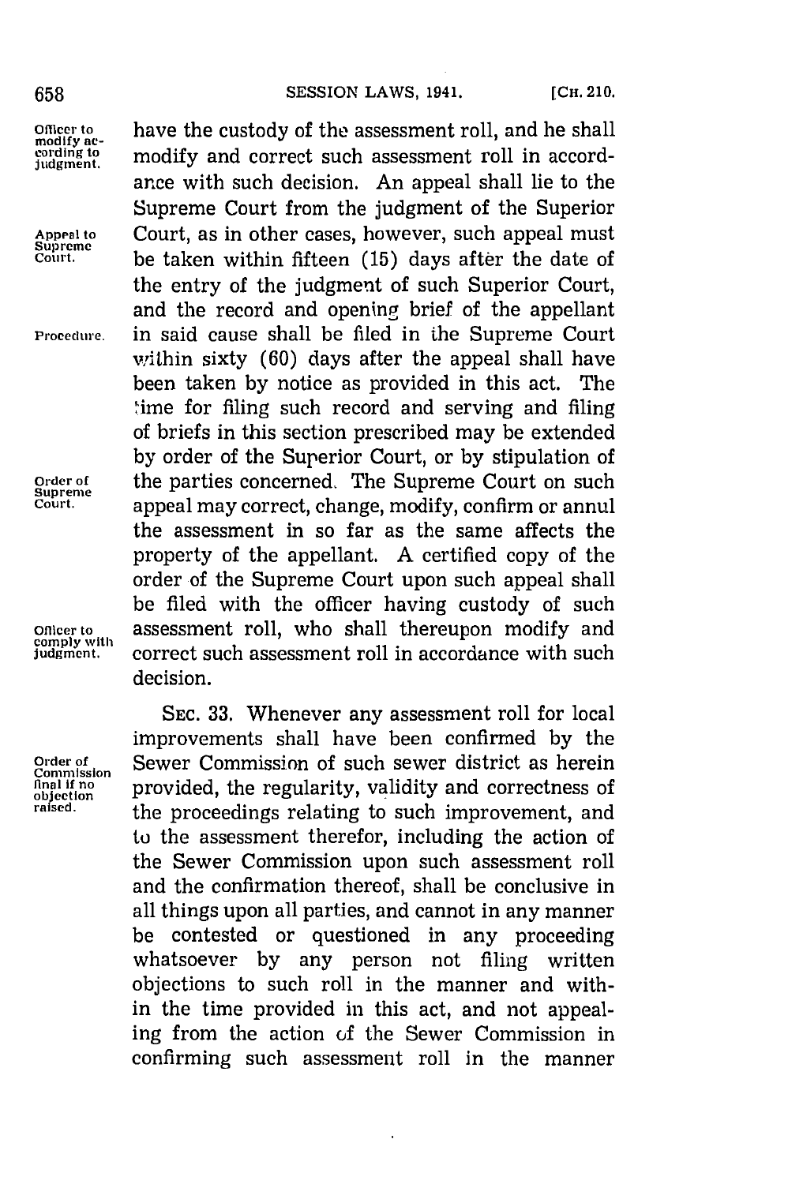have the custody of the assessment roll, and he shall modify and correct such assessment roll in accordance with such decision. An appeal shall lie to the Supreme Court from the judgment of the Superior Court, as in other cases, however, such appeal must be taken within fifteen (15) days after the date of the entry of the judgment of such Superior Court, and the record and opening brief of the appellant in said cause shall be filed in the Supreme Court within sixty (60) days after the appeal shall have been taken by notice as provided in this act. The time for filing such record and serving and filing of briefs in this section prescribed may be extended by order of the Superior Court, or by stipulation of the parties concerned. The Supreme Court on such appeal may correct, change, modify, confirm or annul the assessment in so far as the same affects the property of the appellant. A certified copy of the order of the Supreme Court upon such appeal shall be filed with the officer having custody of such assessment roll, who shall thereupon modify and correct such assessment roll in accordance with such decision.

*Officer to modify according to judgment.*

*Appeal to Supreme Court.*

*Procedure.*

*Order of Supreme Court.*

*Officer to comply with judgment.*

SEC. 33. Whenever any assessment roll for local improvements shall have been confirmed by the Sewer Commission of such sewer district as herein provided, the regularity, validity and correctness of the proceedings relating to such improvement, and to the assessment therefor, including the action of the Sewer Commission upon such assessment roll and the confirmation thereof, shall be conclusive in all things upon all parties, and cannot in any manner be contested or questioned in any proceeding whatsoever by any person not filing written objections to such roll in the manner and within the time provided in this act, and not appealing from the action of the Sewer Commission in confirming such assessment roll in the manner

*Order of Commission final if no objection raised.*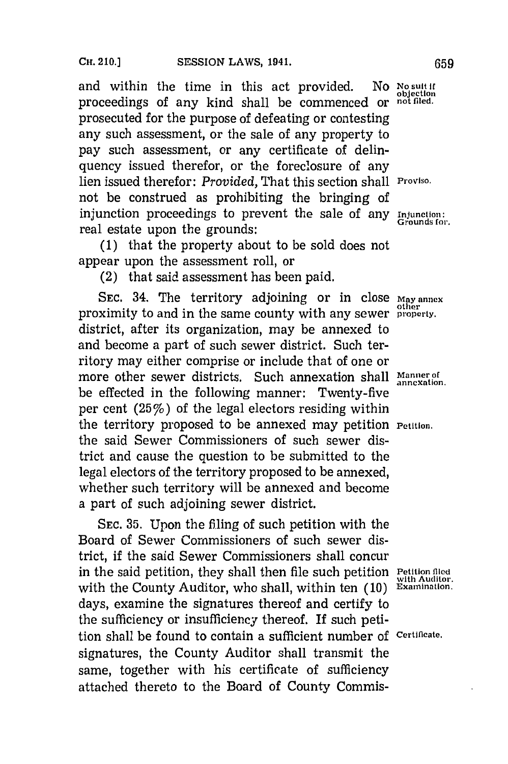and within the time in this act provided. No proceedings of any kind shall be commenced or prosecuted for the purpose of defeating or contesting any such assessment, or the sale of any property to pay such assessment, or any certificate of delinquency issued therefor, or the foreclosure of any lien issued therefor: *Provided,* That this section shall not be construed as prohibiting the bringing of injunction proceedings to prevent the sale of any real estate upon the grounds:

No suit if objection not filed.

Proviso.

Injunction: Grounds for.

(1) that the property about to be sold does not appear upon the assessment roll, or

(2) that said assessment has been paid.

SEC. 34. The territory adjoining or in close proximity to and in the same county with any sewer district, after its organization, may be annexed to and become a part of such sewer district. Such territory may either comprise or include that of one or more other sewer districts. Such annexation shall be effected in the following manner: Twenty-five per cent (25%) of the legal electors residing within the territory proposed to be annexed may petition the said Sewer Commissioners of such sewer district and cause the question to be submitted to the legal electors of the territory proposed to be annexed, whether such territory will be annexed and become a part of such adjoining sewer district.

May annex other property.

Manner of annexation.

Petition.

SEC. 35. Upon the filing of such petition with the Board of Sewer Commissioners of such sewer district, if the said Sewer Commissioners shall concur in the said petition, they shall then file such petition with the County Auditor, who shall, within ten (10) days, examine the signatures thereof and certify to the sufficiency or insufficiency thereof. If such petition shall be found to contain a sufficient number of signatures, the County Auditor shall transmit the same, together with his certificate of sufficiency attached thereto to the Board of County Commis-

Petition filed with Auditor. Examination.

Certificate.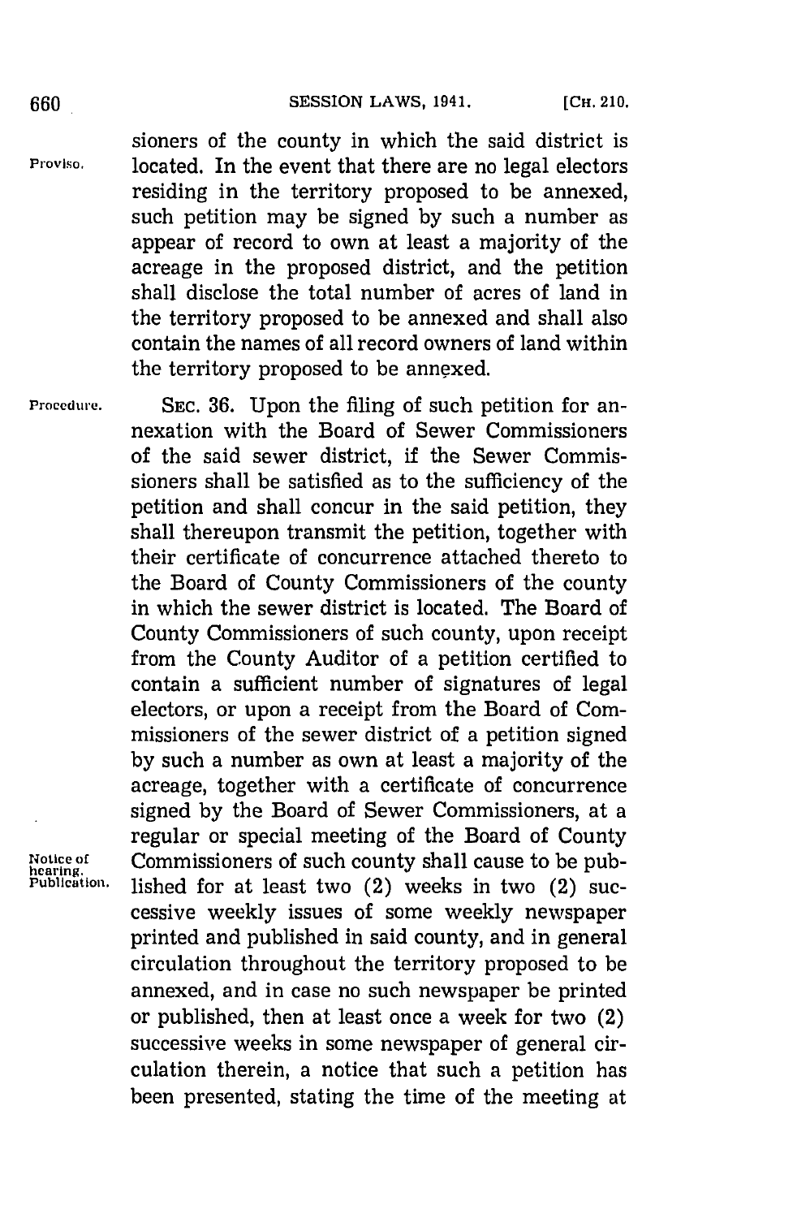sioners of the county in which the said district is located. In the event that there are no legal electors residing in the territory proposed to be annexed, such petition may be signed by such a number as appear of record to own at least a majority of the acreage in the proposed district, and the petition shall disclose the total number of acres of land in the territory proposed to be annexed and shall also contain the names of all record owners of land within the territory proposed to be annexed.

SEC. 36. Upon the filing of such petition for annexation with the Board of Sewer Commissioners of the said sewer district, if the Sewer Commissioners shall be satisfied as to the sufficiency of the petition and shall concur in the said petition, they shall thereupon transmit the petition, together with their certificate of concurrence attached thereto to the Board of County Commissioners of the county in which the sewer district is located. The Board of County Commissioners of such county, upon receipt from the County Auditor of a petition certified to contain a sufficient number of signatures of legal electors, or upon a receipt from the Board of Commissioners of the sewer district of a petition signed by such a number as own at least a majority of the acreage, together with a certificate of concurrence signed by the Board of Sewer Commissioners, at a regular or special meeting of the Board of County Commissioners of such county shall cause to be published for at least two (2) weeks in two (2) successive weekly issues of some weekly newspaper printed and published in said county, and in general circulation throughout the territory proposed to be annexed, and in case no such newspaper be printed or published, then at least once a week for two (2) successive weeks in some newspaper of general circulation therein, a notice that such a petition has been presented, stating the time of the meeting at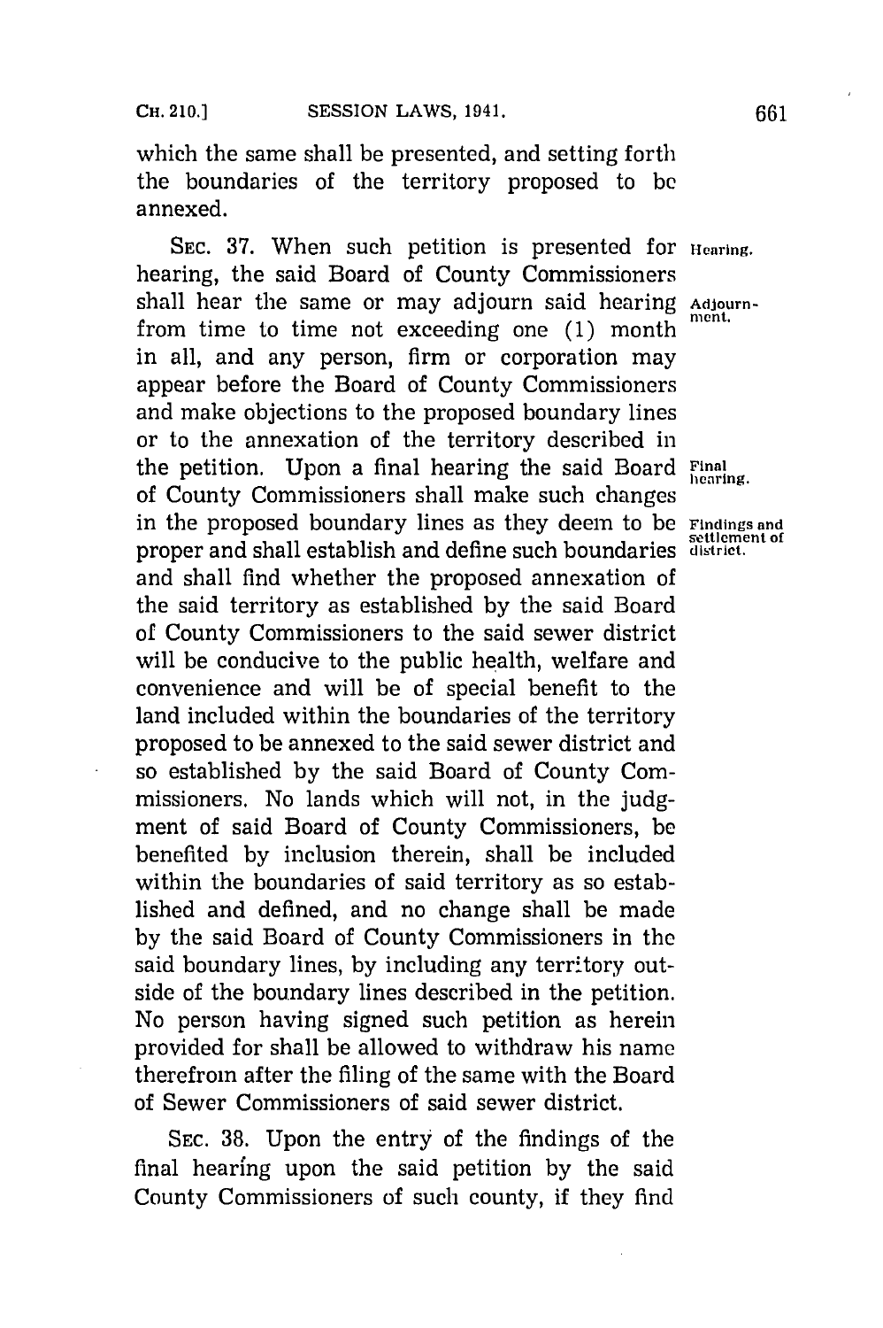which the same shall be presented, and setting forth the boundaries of the territory proposed to be annexed.

SEC. 37. When such petition is presented for hearing, the said Board of County Commissioners shall hear the same or may adjourn said hearing from time to time not exceeding one (1) month in all, and any person, firm or corporation may appear before the Board of County Commissioners and make objections to the proposed boundary lines or to the annexation of the territory described in the petition. Upon a final hearing the said Board of County Commissioners shall make such changes in the proposed boundary lines as they deem to be proper and shall establish and define such boundaries and shall find whether the proposed annexation of the said territory as established by the said Board of County Commissioners to the said sewer district will be conducive to the public health, welfare and convenience and will be of special benefit to the land included within the boundaries of the territory proposed to be annexed to the said sewer district and so established by the said Board of County Commissioners. No lands which will not, in the judgment of said Board of County Commissioners, be benefited by inclusion therein, shall be included within the boundaries of said territory as so established and defined, and no change shall be made by the said Board of County Commissioners in the said boundary lines, by including any territory outside of the boundary lines described in the petition. No person having signed such petition as herein provided for shall be allowed to withdraw his name therefrom after the filing of the same with the Board of Sewer Commissioners of said sewer district.

Hearing.

Adjournment.

Final hearing.

Findings and settlement of district.

SEC. 38. Upon the entry of the findings of the final hearing upon the said petition by the said County Commissioners of such county, if they find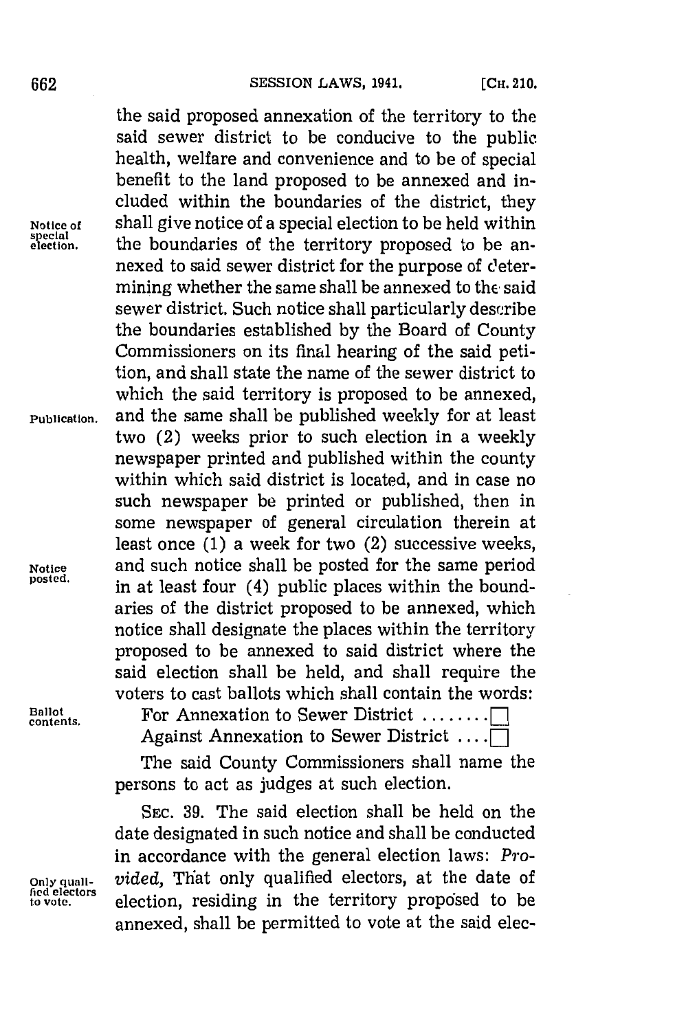the said proposed annexation of the territory to the said sewer district to be conducive to the public health, welfare and convenience and to be of special benefit to the land proposed to be annexed and included within the boundaries of the district, they shall give notice of a special election to be held within the boundaries of the territory proposed to be annexed to said sewer district for the purpose of determining whether the same shall be annexed to the said sewer district. Such notice shall particularly describe the boundaries established by the Board of County Commissioners on its final hearing of the said petition, and shall state the name of the sewer district to which the said territory is proposed to be annexed, and the same shall be published weekly for at least two (2) weeks prior to such election in a weekly newspaper printed and published within the county within which said district is located, and in case no such newspaper be printed or published, then in some newspaper of general circulation therein at least once (1) a week for two (2) successive weeks, and such notice shall be posted for the same period in at least four (4) public places within the boundaries of the district proposed to be annexed, which notice shall designate the places within the territory proposed to be annexed to said district where the said election shall be held, and shall require the voters to cast ballots which shall contain the words:

*Notice of special election.* *Publication.* *Notice posted.*

*Ballot contents.*

For Annexation to Sewer District ........☐

Against Annexation to Sewer District ....☐

The said County Commissioners shall name the persons to act as judges at such election.

SEC. 39. The said election shall be held on the date designated in such notice and shall be conducted in accordance with the general election laws: *Provided*, That only qualified electors, at the date of election, residing in the territory proposed to be annexed, shall be permitted to vote at the said elec-

*Only qualified electors to vote.*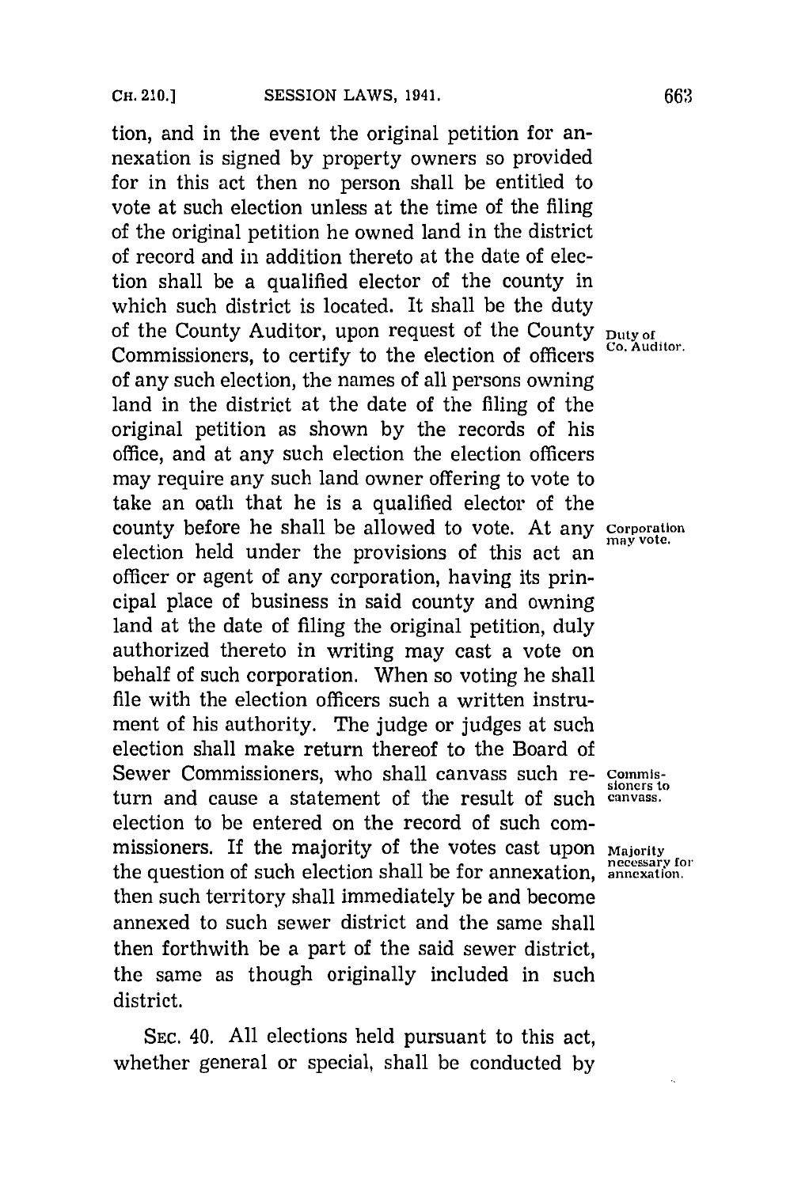tion, and in the event the original petition for annexation is signed by property owners so provided for in this act then no person shall be entitled to vote at such election unless at the time of the filing of the original petition he owned land in the district of record and in addition thereto at the date of election shall be a qualified elector of the county in which such district is located. It shall be the duty of the County Auditor, upon request of the County Commissioners, to certify to the election of officers of any such election, the names of all persons owning land in the district at the date of the filing of the original petition as shown by the records of his office, and at any such election the election officers may require any such land owner offering to vote to take an oath that he is a qualified elector of the county before he shall be allowed to vote. At any election held under the provisions of this act an officer or agent of any corporation, having its principal place of business in said county and owning land at the date of filing the original petition, duly authorized thereto in writing may cast a vote on behalf of such corporation. When so voting he shall file with the election officers such a written instrument of his authority. The judge or judges at such election shall make return thereof to the Board of Sewer Commissioners, who shall canvass such return and cause a statement of the result of such election to be entered on the record of such commissioners. If the majority of the votes cast upon the question of such election shall be for annexation, then such territory shall immediately be and become annexed to such sewer district and the same shall then forthwith be a part of the said sewer district, the same as though originally included in such district.

Duty of Co. Auditor.

Corporation may vote.

Commissioners to canvass.

Majority necessary for annexation.

SEC. 40. All elections held pursuant to this act, whether general or special, shall be conducted by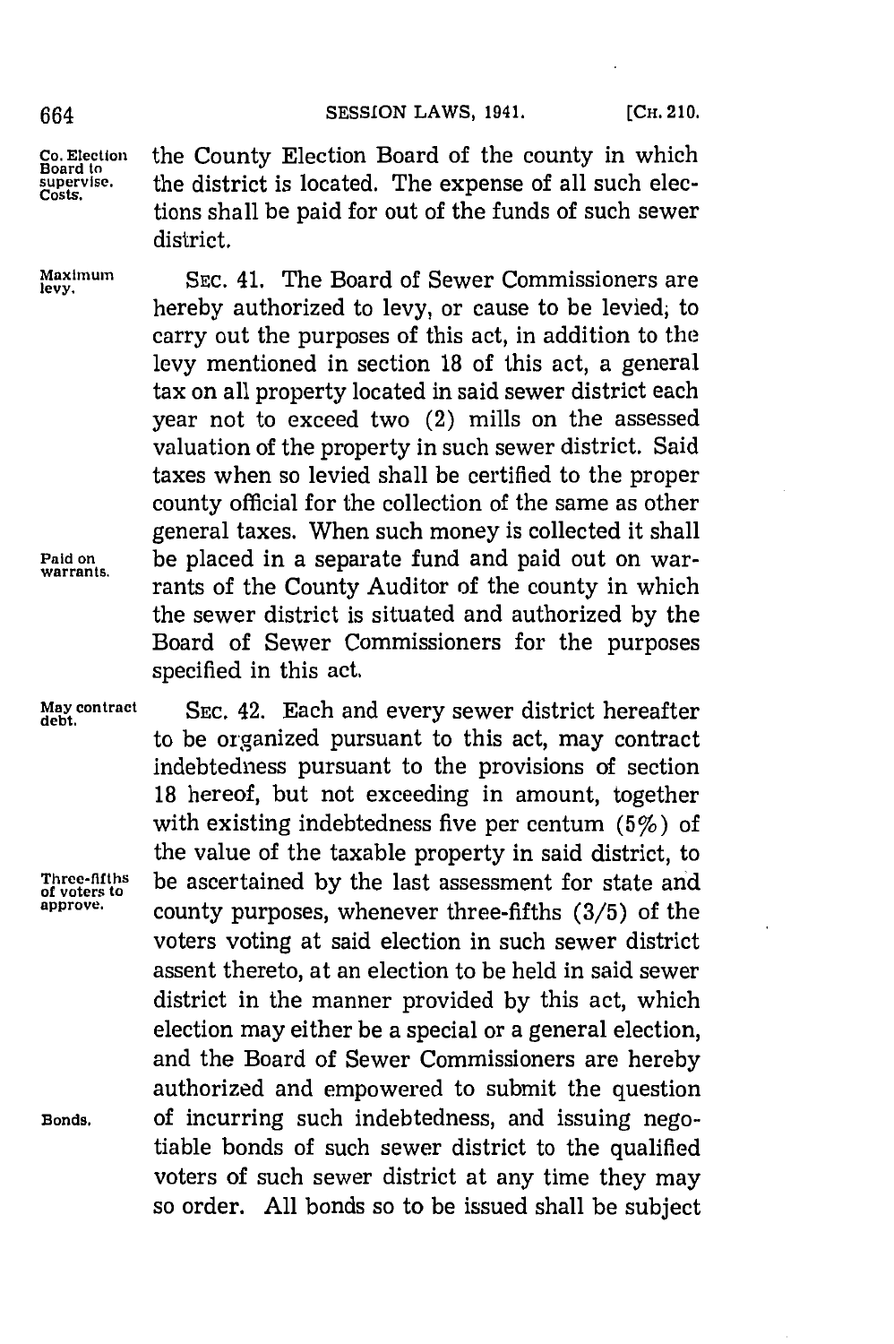the County Election Board of the county in which the district is located. The expense of all such elections shall be paid for out of the funds of such sewer district.

SEC. 41. The Board of Sewer Commissioners are hereby authorized to levy, or cause to be levied, to carry out the purposes of this act, in addition to the levy mentioned in section 18 of this act, a general tax on all property located in said sewer district each year not to exceed two (2) mills on the assessed valuation of the property in such sewer district. Said taxes when so levied shall be certified to the proper county official for the collection of the same as other general taxes. When such money is collected it shall be placed in a separate fund and paid out on warrants of the County Auditor of the county in which the sewer district is situated and authorized by the Board of Sewer Commissioners for the purposes specified in this act.

SEC. 42. Each and every sewer district hereafter to be organized pursuant to this act, may contract indebtedness pursuant to the provisions of section 18 hereof, but not exceeding in amount, together with existing indebtedness five per centum (5%) of the value of the taxable property in said district, to be ascertained by the last assessment for state and county purposes, whenever three-fifths (3/5) of the voters voting at said election in such sewer district assent thereto, at an election to be held in said sewer district in the manner provided by this act, which election may either be a special or a general election, and the Board of Sewer Commissioners are hereby authorized and empowered to submit the question of incurring such indebtedness, and issuing negotiable bonds of such sewer district to the qualified voters of such sewer district at any time they may so order. All bonds so to be issued shall be subject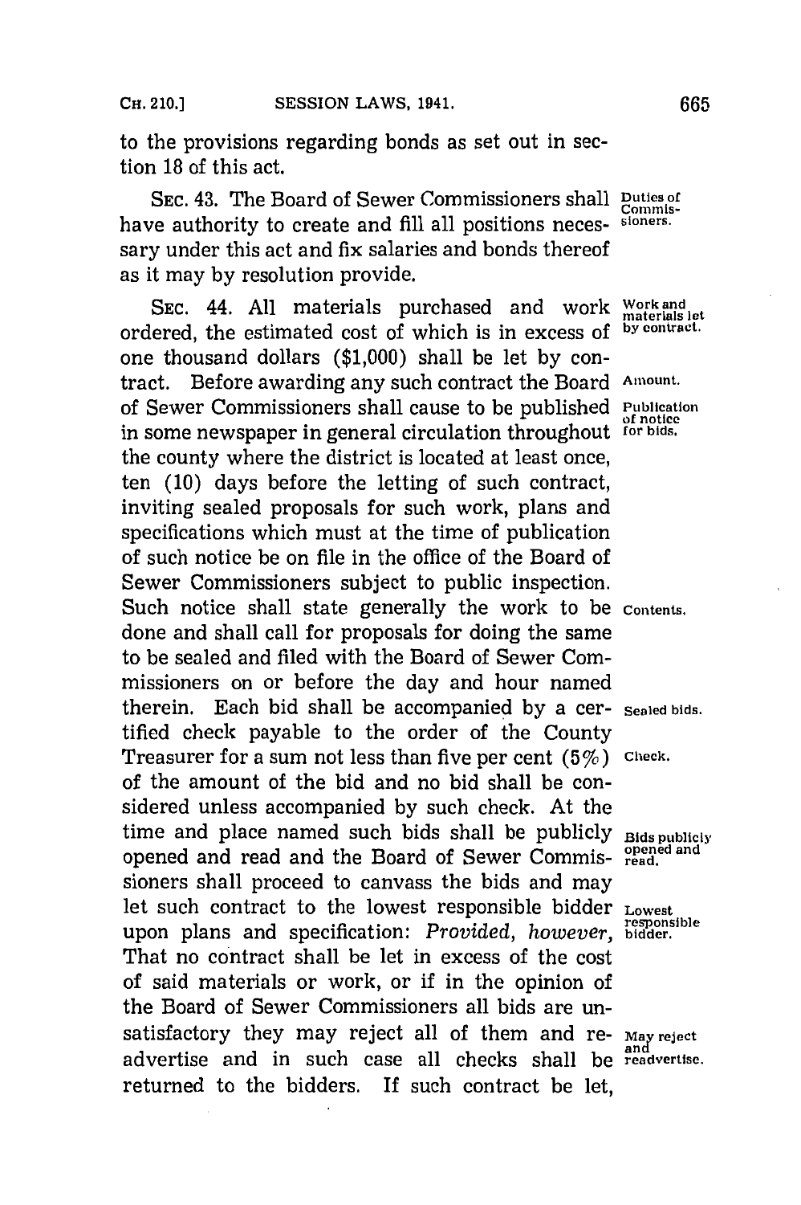to the provisions regarding bonds as set out in section 18 of this act.

SEC. 43. The Board of Sewer Commissioners shall have authority to create and fill all positions necessary under this act and fix salaries and bonds thereof as it may by resolution provide.

*Duties of Commissioners.*

SEC. 44. All materials purchased and work ordered, the estimated cost of which is in excess of one thousand dollars ($1,000) shall be let by contract. Before awarding any such contract the Board of Sewer Commissioners shall cause to be published in some newspaper in general circulation throughout the county where the district is located at least once, ten (10) days before the letting of such contract, inviting sealed proposals for such work, plans and specifications which must at the time of publication of such notice be on file in the office of the Board of Sewer Commissioners subject to public inspection. Such notice shall state generally the work to be done and shall call for proposals for doing the same to be sealed and filed with the Board of Sewer Commissioners on or before the day and hour named therein. Each bid shall be accompanied by a certified check payable to the order of the County Treasurer for a sum not less than five per cent (5%) of the amount of the bid and no bid shall be considered unless accompanied by such check. At the time and place named such bids shall be publicly opened and read and the Board of Sewer Commissioners shall proceed to canvass the bids and may let such contract to the lowest responsible bidder upon plans and specification: *Provided, however,* That no contract shall be let in excess of the cost of said materials or work, or if in the opinion of the Board of Sewer Commissioners all bids are unsatisfactory they may reject all of them and readvertise and in such case all checks shall be returned to the bidders. If such contract be let,

*Work and materials let by contract.*

*Amount.*

*Publication of notice for bids.*

*Contents.*

*Sealed bids.*

*Check.*

*Bids publicly opened and read.*

*Lowest responsible bidder.*

*May reject and readvertise.*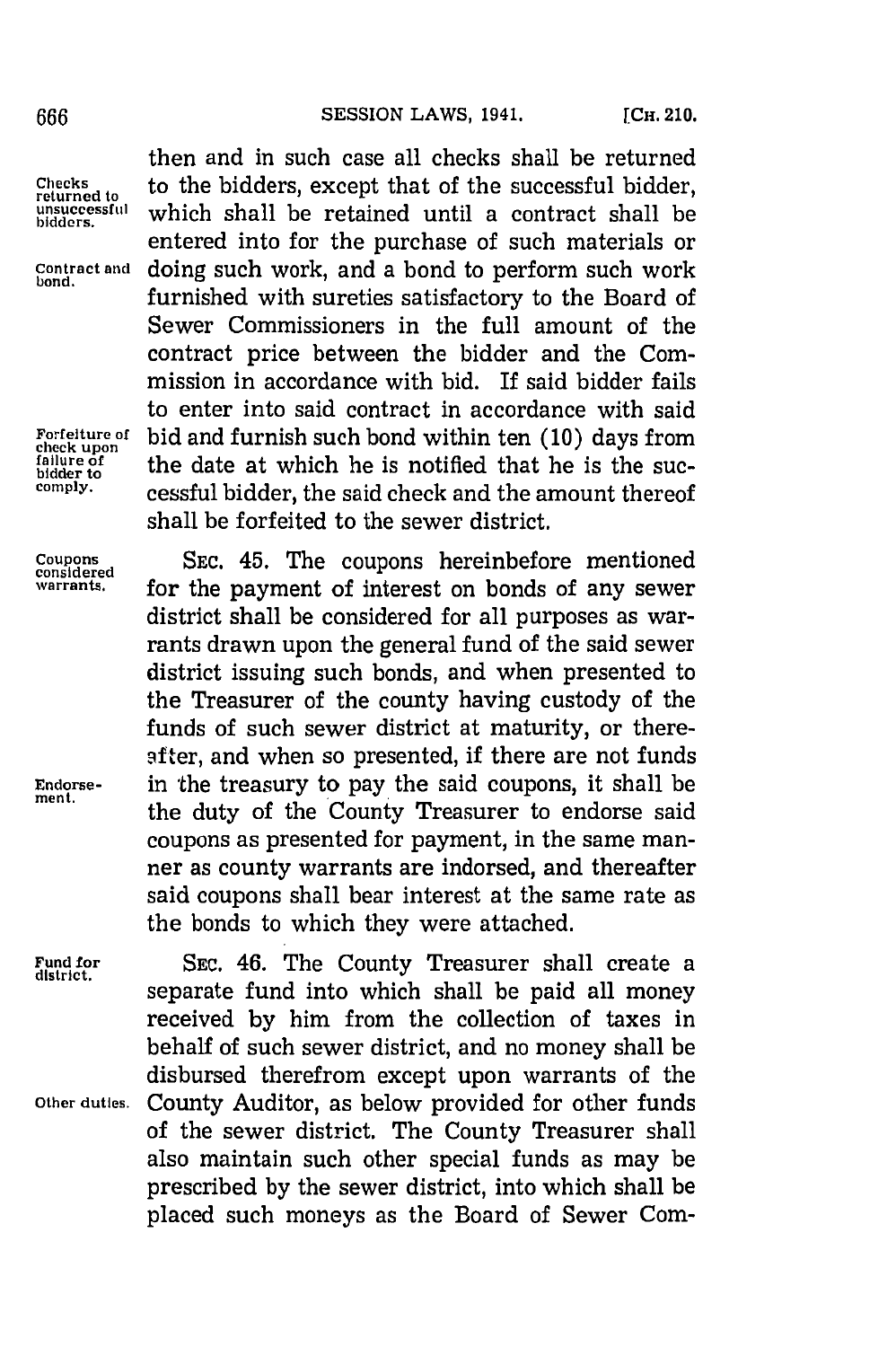then and in such case all checks shall be returned to the bidders, except that of the successful bidder, which shall be retained until a contract shall be entered into for the purchase of such materials or doing such work, and a bond to perform such work furnished with sureties satisfactory to the Board of Sewer Commissioners in the full amount of the contract price between the bidder and the Commission in accordance with bid. If said bidder fails to enter into said contract in accordance with said bid and furnish such bond within ten (10) days from the date at which he is notified that he is the successful bidder, the said check and the amount thereof shall be forfeited to the sewer district.

Checks returned to unsuccessful bidders.

Contract and bond.

Forfeiture of check upon failure of bidder to comply.

SEC. 45. The coupons hereinbefore mentioned for the payment of interest on bonds of any sewer district shall be considered for all purposes as warrants drawn upon the general fund of the said sewer district issuing such bonds, and when presented to the Treasurer of the county having custody of the funds of such sewer district at maturity, or thereafter, and when so presented, if there are not funds in the treasury to pay the said coupons, it shall be the duty of the County Treasurer to endorse said coupons as presented for payment, in the same manner as county warrants are indorsed, and thereafter said coupons shall bear interest at the same rate as the bonds to which they were attached.

Coupons considered warrants.

Endorsement.

SEC. 46. The County Treasurer shall create a separate fund into which shall be paid all money received by him from the collection of taxes in behalf of such sewer district, and no money shall be disbursed therefrom except upon warrants of the County Auditor, as below provided for other funds of the sewer district. The County Treasurer shall also maintain such other special funds as may be prescribed by the sewer district, into which shall be placed such moneys as the Board of Sewer Com-

Fund for district.

Other duties.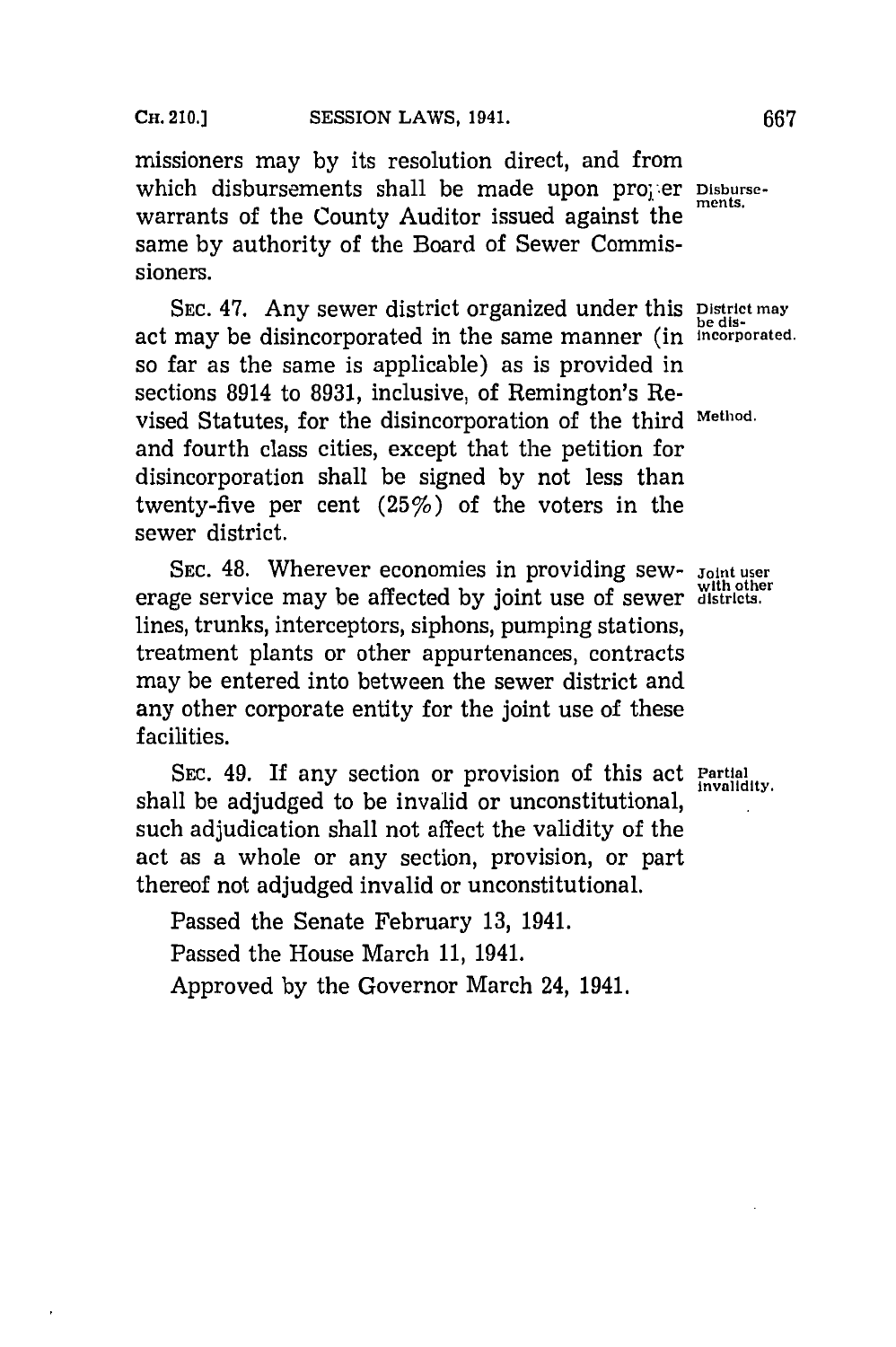missioners may by its resolution direct, and from which disbursements shall be made upon proper warrants of the County Auditor issued against the same by authority of the Board of Sewer Commissioners.

Disbursements.

SEC. 47. Any sewer district organized under this act may be disincorporated in the same manner (in so far as the same is applicable) as is provided in sections 8914 to 8931, inclusive, of Remington's Revised Statutes, for the disincorporation of the third and fourth class cities, except that the petition for disincorporation shall be signed by not less than twenty-five per cent (25%) of the voters in the sewer district.

District may be disincorporated.

Method.

SEC. 48. Wherever economies in providing sewerage service may be affected by joint use of sewer lines, trunks, interceptors, siphons, pumping stations, treatment plants or other appurtenances, contracts may be entered into between the sewer district and any other corporate entity for the joint use of these facilities.

Joint user with other districts.

SEC. 49. If any section or provision of this act shall be adjudged to be invalid or unconstitutional, such adjudication shall not affect the validity of the act as a whole or any section, provision, or part thereof not adjudged invalid or unconstitutional.

Partial invalidity.

Passed the Senate February 13, 1941.

Passed the House March 11, 1941.

Approved by the Governor March 24, 1941.